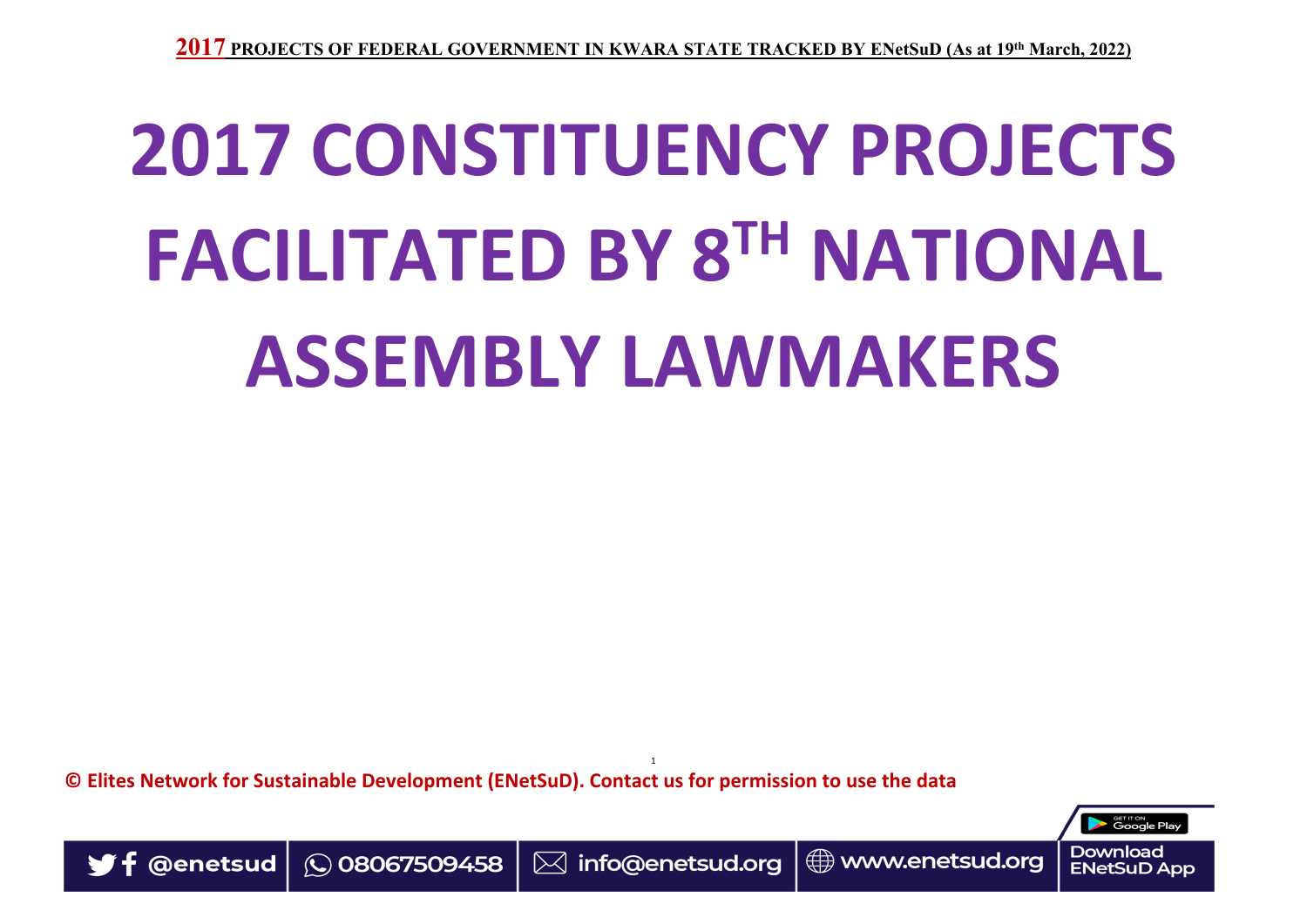# 2017 CONSTITUENCY PROJECTS FACILITATED BY 8TH NATIONAL ASSEMBLY LAWMAKERS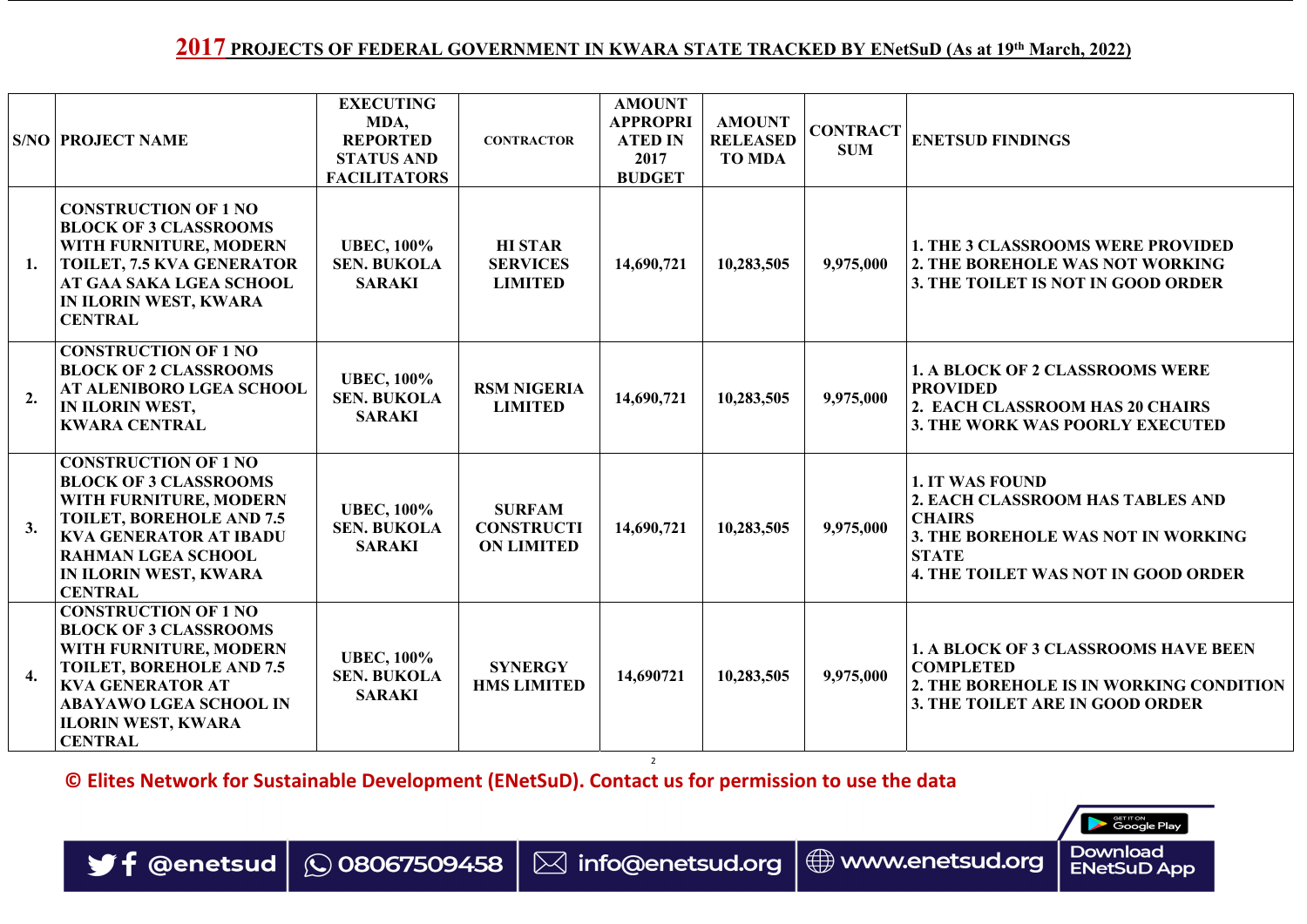## 2017 PROJECTS OF FEDERAL GOVERNMENT IN KWARA STATE TRACKED BY ENetSuD (As at 19th March, 2022)

| S/NO | PROJECT NAME | EXECUTING MDA, REPORTED STATUS AND FACILITATORS | CONTRACTOR | AMOUNT APPROPRIATED IN 2017 BUDGET | AMOUNT RELEASED TO MDA | CONTRACT SUM | ENETSUD FINDINGS |
|---|---|---|---|---|---|---|---|
| 1. | CONSTRUCTION OF 1 NO BLOCK OF 3 CLASSROOMS WITH FURNITURE, MODERN TOILET, 7.5 KVA GENERATOR AT GAA SAKA LGEA SCHOOL IN ILORIN WEST, KWARA CENTRAL | UBEC, 100% SEN. BUKOLA SARAKI | HI STAR SERVICES LIMITED | 14,690,721 | 10,283,505 | 9,975,000 | 1. THE 3 CLASSROOMS WERE PROVIDED<br>2. THE BOREHOLE WAS NOT WORKING<br>3. THE TOILET IS NOT IN GOOD ORDER |
| 2. | CONSTRUCTION OF 1 NO BLOCK OF 2 CLASSROOMS AT ALENIBORO LGEA SCHOOL IN ILORIN WEST, KWARA CENTRAL | UBEC, 100% SEN. BUKOLA SARAKI | RSM NIGERIA LIMITED | 14,690,721 | 10,283,505 | 9,975,000 | 1. A BLOCK OF 2 CLASSROOMS WERE PROVIDED<br>2. EACH CLASSROOM HAS 20 CHAIRS<br>3. THE WORK WAS POORLY EXECUTED |
| 3. | CONSTRUCTION OF 1 NO BLOCK OF 3 CLASSROOMS WITH FURNITURE, MODERN TOILET, BOREHOLE AND 7.5 KVA GENERATOR AT IBADU RAHMAN LGEA SCHOOL IN ILORIN WEST, KWARA CENTRAL | UBEC, 100% SEN. BUKOLA SARAKI | SURFAM CONSTRUCTION LIMITED | 14,690,721 | 10,283,505 | 9,975,000 | 1. IT WAS FOUND<br>2. EACH CLASSROOM HAS TABLES AND CHAIRS<br>3. THE BOREHOLE WAS NOT IN WORKING STATE<br>4. THE TOILET WAS NOT IN GOOD ORDER |
| 4. | CONSTRUCTION OF 1 NO BLOCK OF 3 CLASSROOMS WITH FURNITURE, MODERN TOILET, BOREHOLE AND 7.5 KVA GENERATOR AT ABAYAWO LGEA SCHOOL IN ILORIN WEST, KWARA CENTRAL | UBEC, 100% SEN. BUKOLA SARAKI | SYNERGY HMS LIMITED | 14,690721 | 10,283,505 | 9,975,000 | 1. A BLOCK OF 3 CLASSROOMS HAVE BEEN COMPLETED<br>2. THE BOREHOLE IS IN WORKING CONDITION<br>3. THE TOILET ARE IN GOOD ORDER |

© Elites Network for Sustainable Development (ENetSuD). Contact us for permission to use the data

@enetsud | 08067509458 | info@enetsud.org | www.enetsud.org | Download ENetSuD App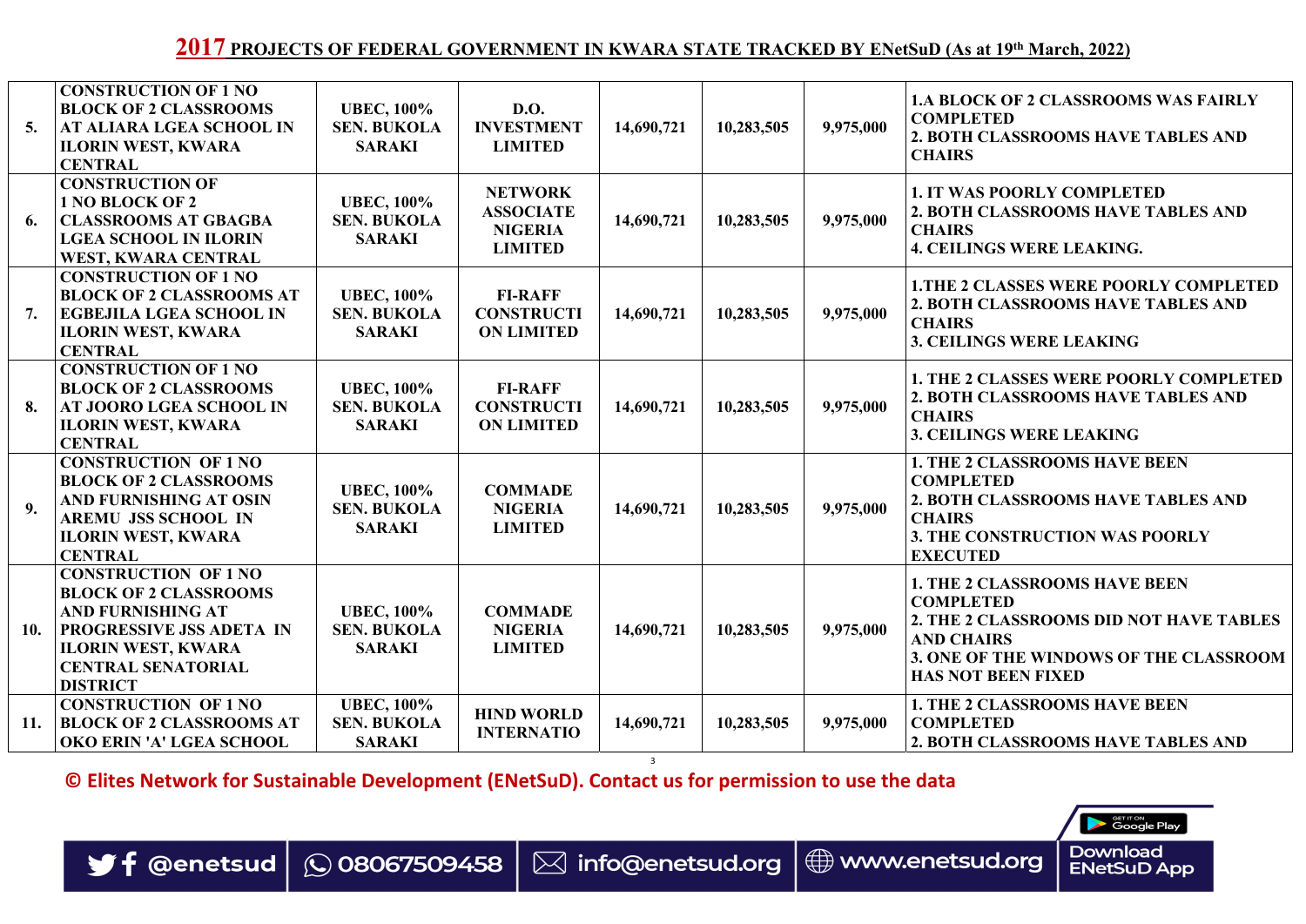## 2017 PROJECTS OF FEDERAL GOVERNMENT IN KWARA STATE TRACKED BY ENetSuD (As at 19th March, 2022)

| | | | | | | | |
|---|---|---|---|---|---|---|---|
| 5. | CONSTRUCTION OF 1 NO BLOCK OF 2 CLASSROOMS AT ALIARA LGEA SCHOOL IN ILORIN WEST, KWARA CENTRAL | UBEC, 100% SEN. BUKOLA SARAKI | D.O. INVESTMENT LIMITED | 14,690,721 | 10,283,505 | 9,975,000 | 1.A BLOCK OF 2 CLASSROOMS WAS FAIRLY COMPLETED<br>2. BOTH CLASSROOMS HAVE TABLES AND CHAIRS |
| 6. | CONSTRUCTION OF 1 NO BLOCK OF 2 CLASSROOMS AT GBAGBA LGEA SCHOOL IN ILORIN WEST, KWARA CENTRAL | UBEC, 100% SEN. BUKOLA SARAKI | NETWORK ASSOCIATE NIGERIA LIMITED | 14,690,721 | 10,283,505 | 9,975,000 | 1. IT WAS POORLY COMPLETED<br>2. BOTH CLASSROOMS HAVE TABLES AND CHAIRS<br>4. CEILINGS WERE LEAKING. |
| 7. | CONSTRUCTION OF 1 NO BLOCK OF 2 CLASSROOMS AT EGBEJILA LGEA SCHOOL IN ILORIN WEST, KWARA CENTRAL | UBEC, 100% SEN. BUKOLA SARAKI | FI-RAFF CONSTRUCTI ON LIMITED | 14,690,721 | 10,283,505 | 9,975,000 | 1.THE 2 CLASSES WERE POORLY COMPLETED<br>2. BOTH CLASSROOMS HAVE TABLES AND CHAIRS<br>3. CEILINGS WERE LEAKING |
| 8. | CONSTRUCTION OF 1 NO BLOCK OF 2 CLASSROOMS AT JOORO LGEA SCHOOL IN ILORIN WEST, KWARA CENTRAL | UBEC, 100% SEN. BUKOLA SARAKI | FI-RAFF CONSTRUCTI ON LIMITED | 14,690,721 | 10,283,505 | 9,975,000 | 1. THE 2 CLASSES WERE POORLY COMPLETED<br>2. BOTH CLASSROOMS HAVE TABLES AND CHAIRS<br>3. CEILINGS WERE LEAKING |
| 9. | CONSTRUCTION OF 1 NO BLOCK OF 2 CLASSROOMS AND FURNISHING AT OSIN AREMU JSS SCHOOL IN ILORIN WEST, KWARA CENTRAL | UBEC, 100% SEN. BUKOLA SARAKI | COMMADE NIGERIA LIMITED | 14,690,721 | 10,283,505 | 9,975,000 | 1. THE 2 CLASSROOMS HAVE BEEN COMPLETED<br>2. BOTH CLASSROOMS HAVE TABLES AND CHAIRS<br>3. THE CONSTRUCTION WAS POORLY EXECUTED |
| 10. | CONSTRUCTION OF 1 NO BLOCK OF 2 CLASSROOMS AND FURNISHING AT PROGRESSIVE JSS ADETA IN ILORIN WEST, KWARA CENTRAL SENATORIAL DISTRICT | UBEC, 100% SEN. BUKOLA SARAKI | COMMADE NIGERIA LIMITED | 14,690,721 | 10,283,505 | 9,975,000 | 1. THE 2 CLASSROOMS HAVE BEEN COMPLETED<br>2. THE 2 CLASSROOMS DID NOT HAVE TABLES AND CHAIRS<br>3. ONE OF THE WINDOWS OF THE CLASSROOM HAS NOT BEEN FIXED |
| 11. | CONSTRUCTION OF 1 NO BLOCK OF 2 CLASSROOMS AT OKO ERIN 'A' LGEA SCHOOL | UBEC, 100% SEN. BUKOLA SARAKI | HIND WORLD INTERNATIO | 14,690,721 | 10,283,505 | 9,975,000 | 1. THE 2 CLASSROOMS HAVE BEEN COMPLETED<br>2. BOTH CLASSROOMS HAVE TABLES AND |

© Elites Network for Sustainable Development (ENetSuD). Contact us for permission to use the data

@enetsud | 08067509458 | info@enetsud.org | www.enetsud.org | Download ENetSuD App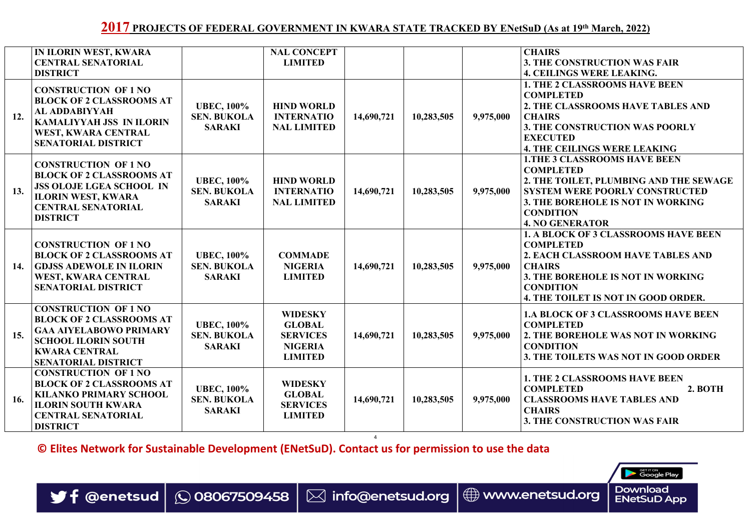## 2017 PROJECTS OF FEDERAL GOVERNMENT IN KWARA STATE TRACKED BY ENetSuD (As at 19th March, 2022)

| | | | | | | | |
|---|---|---|---|---|---|---|---|
| | IN ILORIN WEST, KWARA CENTRAL SENATORIAL DISTRICT | | NAL CONCEPT LIMITED | | | | CHAIRS<br>3. THE CONSTRUCTION WAS FAIR<br>4. CEILINGS WERE LEAKING. |
| 12. | CONSTRUCTION OF 1 NO BLOCK OF 2 CLASSROOMS AT AL ADDABIYYAH KAMALIYYAH JSS IN ILORIN WEST, KWARA CENTRAL SENATORIAL DISTRICT | UBEC, 100% SEN. BUKOLA SARAKI | HIND WORLD INTERNATIONAL LIMITED | 14,690,721 | 10,283,505 | 9,975,000 | 1. THE 2 CLASSROOMS HAVE BEEN COMPLETED<br>2. THE CLASSROOMS HAVE TABLES AND CHAIRS<br>3. THE CONSTRUCTION WAS POORLY EXECUTED<br>4. THE CEILINGS WERE LEAKING |
| 13. | CONSTRUCTION OF 1 NO BLOCK OF 2 CLASSROOMS AT JSS OLOJE LGEA SCHOOL IN ILORIN WEST, KWARA CENTRAL SENATORIAL DISTRICT | UBEC, 100% SEN. BUKOLA SARAKI | HIND WORLD INTERNATIONAL LIMITED | 14,690,721 | 10,283,505 | 9,975,000 | 1.THE 3 CLASSROOMS HAVE BEEN COMPLETED<br>2. THE TOILET, PLUMBING AND THE SEWAGE SYSTEM WERE POORLY CONSTRUCTED<br>3. THE BOREHOLE IS NOT IN WORKING CONDITION<br>4. NO GENERATOR |
| 14. | CONSTRUCTION OF 1 NO BLOCK OF 2 CLASSROOMS AT GDJSS ADEWOLE IN ILORIN WEST, KWARA CENTRAL SENATORIAL DISTRICT | UBEC, 100% SEN. BUKOLA SARAKI | COMMADE NIGERIA LIMITED | 14,690,721 | 10,283,505 | 9,975,000 | 1. A BLOCK OF 3 CLASSROOMS HAVE BEEN COMPLETED<br>2. EACH CLASSROOM HAVE TABLES AND CHAIRS<br>3. THE BOREHOLE IS NOT IN WORKING CONDITION<br>4. THE TOILET IS NOT IN GOOD ORDER. |
| 15. | CONSTRUCTION OF 1 NO BLOCK OF 2 CLASSROOMS AT GAA AIYELABOWO PRIMARY SCHOOL ILORIN SOUTH KWARA CENTRAL SENATORIAL DISTRICT | UBEC, 100% SEN. BUKOLA SARAKI | WIDESKY GLOBAL SERVICES NIGERIA LIMITED | 14,690,721 | 10,283,505 | 9,975,000 | 1.A BLOCK OF 3 CLASSROOMS HAVE BEEN COMPLETED<br>2. THE BOREHOLE WAS NOT IN WORKING CONDITION<br>3. THE TOILETS WAS NOT IN GOOD ORDER |
| 16. | CONSTRUCTION OF 1 NO BLOCK OF 2 CLASSROOMS AT KILANKO PRIMARY SCHOOL ILORIN SOUTH KWARA CENTRAL SENATORIAL DISTRICT | UBEC, 100% SEN. BUKOLA SARAKI | WIDESKY GLOBAL SERVICES LIMITED | 14,690,721 | 10,283,505 | 9,975,000 | 1. THE 2 CLASSROOMS HAVE BEEN COMPLETED 2. BOTH CLASSROOMS HAVE TABLES AND CHAIRS<br>3. THE CONSTRUCTION WAS FAIR |

© Elites Network for Sustainable Development (ENetSuD). Contact us for permission to use the data

@enetsud | 08067509458 | info@enetsud.org | www.enetsud.org | Download ENetSuD App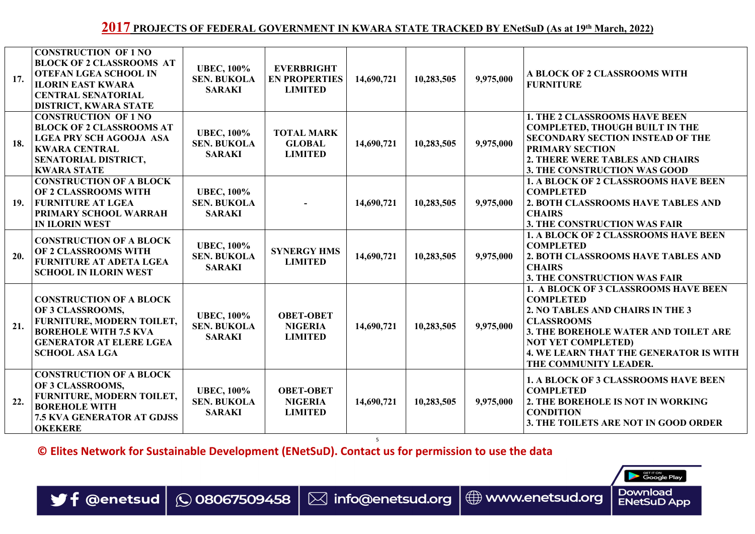## 2017 PROJECTS OF FEDERAL GOVERNMENT IN KWARA STATE TRACKED BY ENetSuD (As at 19th March, 2022)

| | | | | | | | |
|---|---|---|---|---|---|---|---|
| 17. | CONSTRUCTION OF 1 NO BLOCK OF 2 CLASSROOMS AT OTEFAN LGEA SCHOOL IN ILORIN EAST KWARA CENTRAL SENATORIAL DISTRICT, KWARA STATE | UBEC, 100% SEN. BUKOLA SARAKI | EVERBRIGHT EN PROPERTIES LIMITED | 14,690,721 | 10,283,505 | 9,975,000 | A BLOCK OF 2 CLASSROOMS WITH FURNITURE |
| 18. | CONSTRUCTION OF 1 NO BLOCK OF 2 CLASSROOMS AT LGEA PRY SCH AGOOJA ASA KWARA CENTRAL SENATORIAL DISTRICT, KWARA STATE | UBEC, 100% SEN. BUKOLA SARAKI | TOTAL MARK GLOBAL LIMITED | 14,690,721 | 10,283,505 | 9,975,000 | 1. THE 2 CLASSROOMS HAVE BEEN COMPLETED, THOUGH BUILT IN THE SECONDARY SECTION INSTEAD OF THE PRIMARY SECTION<br>2. THERE WERE TABLES AND CHAIRS<br>3. THE CONSTRUCTION WAS GOOD |
| 19. | CONSTRUCTION OF A BLOCK OF 2 CLASSROOMS WITH FURNITURE AT LGEA PRIMARY SCHOOL WARRAH IN ILORIN WEST | UBEC, 100% SEN. BUKOLA SARAKI | - | 14,690,721 | 10,283,505 | 9,975,000 | 1. A BLOCK OF 2 CLASSROOMS HAVE BEEN COMPLETED<br>2. BOTH CLASSROOMS HAVE TABLES AND CHAIRS<br>3. THE CONSTRUCTION WAS FAIR |
| 20. | CONSTRUCTION OF A BLOCK OF 2 CLASSROOMS WITH FURNITURE AT ADETA LGEA SCHOOL IN ILORIN WEST | UBEC, 100% SEN. BUKOLA SARAKI | SYNERGY HMS LIMITED | 14,690,721 | 10,283,505 | 9,975,000 | 1. A BLOCK OF 2 CLASSROOMS HAVE BEEN COMPLETED<br>2. BOTH CLASSROOMS HAVE TABLES AND CHAIRS<br>3. THE CONSTRUCTION WAS FAIR |
| 21. | CONSTRUCTION OF A BLOCK OF 3 CLASSROOMS, FURNITURE, MODERN TOILET, BOREHOLE WITH 7.5 KVA GENERATOR AT ELERE LGEA SCHOOL ASA LGA | UBEC, 100% SEN. BUKOLA SARAKI | OBET-OBET NIGERIA LIMITED | 14,690,721 | 10,283,505 | 9,975,000 | 1. A BLOCK OF 3 CLASSROOMS HAVE BEEN COMPLETED<br>2. NO TABLES AND CHAIRS IN THE 3 CLASSROOMS<br>3. THE BOREHOLE WATER AND TOILET ARE NOT YET COMPLETED)<br>4. WE LEARN THAT THE GENERATOR IS WITH THE COMMUNITY LEADER. |
| 22. | CONSTRUCTION OF A BLOCK OF 3 CLASSROOMS, FURNITURE, MODERN TOILET, BOREHOLE WITH 7.5 KVA GENERATOR AT GDJSS OKEKERE | UBEC, 100% SEN. BUKOLA SARAKI | OBET-OBET NIGERIA LIMITED | 14,690,721 | 10,283,505 | 9,975,000 | 1. A BLOCK OF 3 CLASSROOMS HAVE BEEN COMPLETED<br>2. THE BOREHOLE IS NOT IN WORKING CONDITION<br>3. THE TOILETS ARE NOT IN GOOD ORDER |

**© Elites Network for Sustainable Development (ENetSuD). Contact us for permission to use the data**

@enetsud | 08067509458 | info@enetsud.org | www.enetsud.org | Download ENetSuD App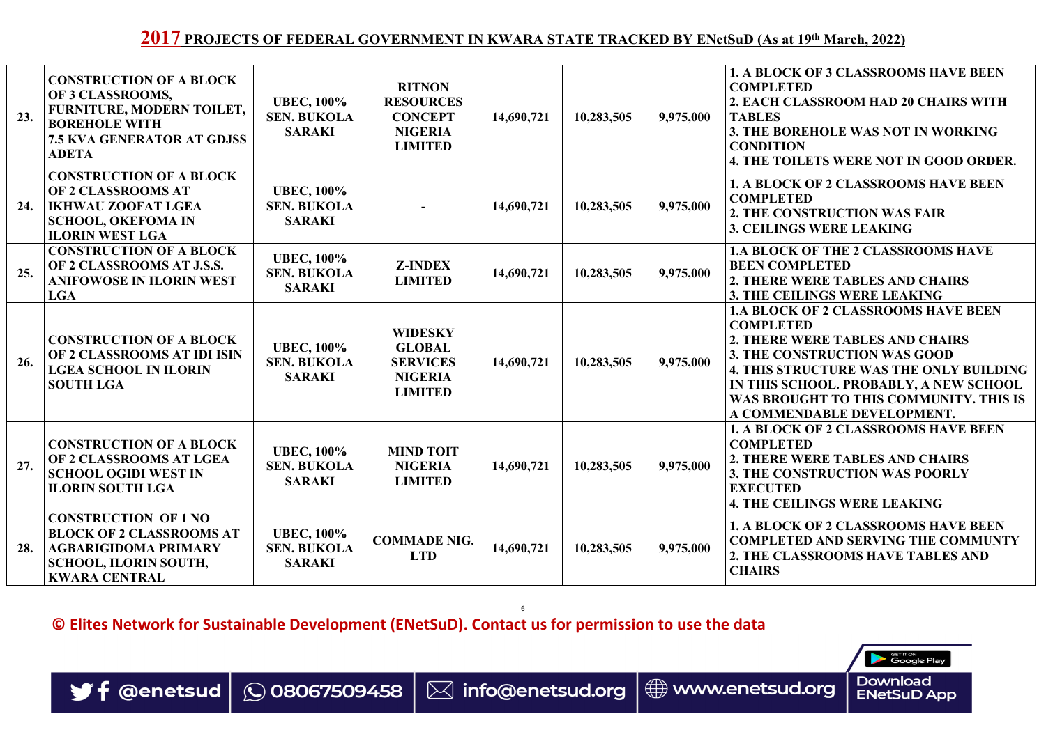## 2017 PROJECTS OF FEDERAL GOVERNMENT IN KWARA STATE TRACKED BY ENetSuD (As at 19th March, 2022)

| | | | | | | | |
|---|---|---|---|---|---|---|---|
| 23. | CONSTRUCTION OF A BLOCK OF 3 CLASSROOMS, FURNITURE, MODERN TOILET, BOREHOLE WITH 7.5 KVA GENERATOR AT GDJSS ADETA | UBEC, 100% SEN. BUKOLA SARAKI | RITNON RESOURCES CONCEPT NIGERIA LIMITED | 14,690,721 | 10,283,505 | 9,975,000 | 1. A BLOCK OF 3 CLASSROOMS HAVE BEEN COMPLETED<br>2. EACH CLASSROOM HAD 20 CHAIRS WITH TABLES<br>3. THE BOREHOLE WAS NOT IN WORKING CONDITION<br>4. THE TOILETS WERE NOT IN GOOD ORDER. |
| 24. | CONSTRUCTION OF A BLOCK OF 2 CLASSROOMS AT IKHWAU ZOOFAT LGEA SCHOOL, OKEFOMA IN ILORIN WEST LGA | UBEC, 100% SEN. BUKOLA SARAKI | - | 14,690,721 | 10,283,505 | 9,975,000 | 1. A BLOCK OF 2 CLASSROOMS HAVE BEEN COMPLETED<br>2. THE CONSTRUCTION WAS FAIR<br>3. CEILINGS WERE LEAKING |
| 25. | CONSTRUCTION OF A BLOCK OF 2 CLASSROOMS AT J.S.S. ANIFOWOSE IN ILORIN WEST LGA | UBEC, 100% SEN. BUKOLA SARAKI | Z-INDEX LIMITED | 14,690,721 | 10,283,505 | 9,975,000 | 1.A BLOCK OF THE 2 CLASSROOMS HAVE BEEN COMPLETED<br>2. THERE WERE TABLES AND CHAIRS<br>3. THE CEILINGS WERE LEAKING |
| 26. | CONSTRUCTION OF A BLOCK OF 2 CLASSROOMS AT IDI ISIN LGEA SCHOOL IN ILORIN SOUTH LGA | UBEC, 100% SEN. BUKOLA SARAKI | WIDESKY GLOBAL SERVICES NIGERIA LIMITED | 14,690,721 | 10,283,505 | 9,975,000 | 1.A BLOCK OF 2 CLASSROOMS HAVE BEEN COMPLETED<br>2. THERE WERE TABLES AND CHAIRS<br>3. THE CONSTRUCTION WAS GOOD<br>4. THIS STRUCTURE WAS THE ONLY BUILDING IN THIS SCHOOL. PROBABLY, A NEW SCHOOL WAS BROUGHT TO THIS COMMUNITY. THIS IS A COMMENDABLE DEVELOPMENT. |
| 27. | CONSTRUCTION OF A BLOCK OF 2 CLASSROOMS AT LGEA SCHOOL OGIDI WEST IN ILORIN SOUTH LGA | UBEC, 100% SEN. BUKOLA SARAKI | MIND TOIT NIGERIA LIMITED | 14,690,721 | 10,283,505 | 9,975,000 | 1. A BLOCK OF 2 CLASSROOMS HAVE BEEN COMPLETED<br>2. THERE WERE TABLES AND CHAIRS<br>3. THE CONSTRUCTION WAS POORLY EXECUTED<br>4. THE CEILINGS WERE LEAKING |
| 28. | CONSTRUCTION OF 1 NO BLOCK OF 2 CLASSROOMS AT AGBARIGIDOMA PRIMARY SCHOOL, ILORIN SOUTH, KWARA CENTRAL | UBEC, 100% SEN. BUKOLA SARAKI | COMMADE NIG. LTD | 14,690,721 | 10,283,505 | 9,975,000 | 1. A BLOCK OF 2 CLASSROOMS HAVE BEEN COMPLETED AND SERVING THE COMMUNTY<br>2. THE CLASSROOMS HAVE TABLES AND CHAIRS |

© Elites Network for Sustainable Development (ENetSuD). Contact us for permission to use the data

@enetsud | 08067509458 | info@enetsud.org | www.enetsud.org | Download ENetSuD App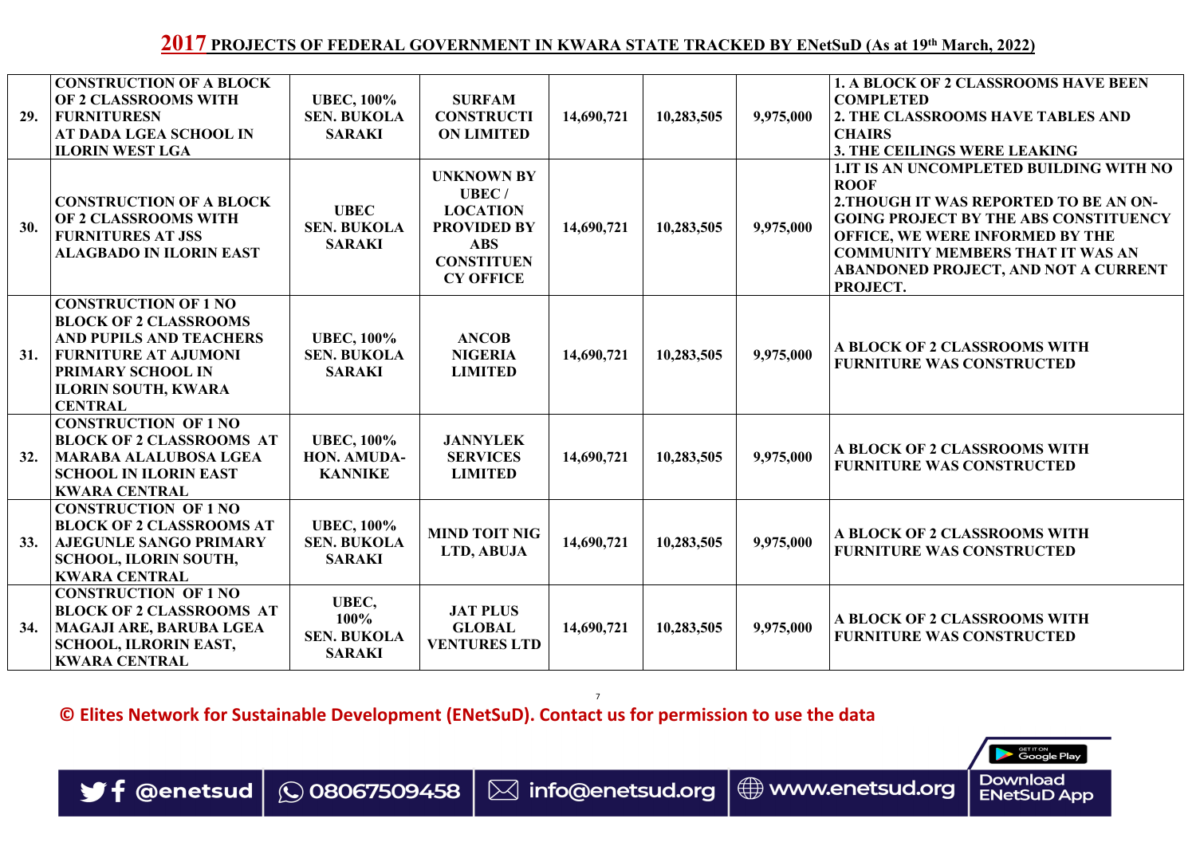## 2017 PROJECTS OF FEDERAL GOVERNMENT IN KWARA STATE TRACKED BY ENetSuD (As at 19th March, 2022)

| | | | | | | | |
|---|---|---|---|---|---|---|---|
| 29. | CONSTRUCTION OF A BLOCK OF 2 CLASSROOMS WITH FURNITURESN AT DADA LGEA SCHOOL IN ILORIN WEST LGA | UBEC, 100% SEN. BUKOLA SARAKI | SURFAM CONSTRUCTION LIMITED | 14,690,721 | 10,283,505 | 9,975,000 | 1. A BLOCK OF 2 CLASSROOMS HAVE BEEN COMPLETED<br>2. THE CLASSROOMS HAVE TABLES AND CHAIRS<br>3. THE CEILINGS WERE LEAKING |
| 30. | CONSTRUCTION OF A BLOCK OF 2 CLASSROOMS WITH FURNITURES AT JSS ALAGBADO IN ILORIN EAST | UBEC SEN. BUKOLA SARAKI | UNKNOWN BY UBEC / LOCATION PROVIDED BY ABS CONSTITUENCY OFFICE | 14,690,721 | 10,283,505 | 9,975,000 | 1.IT IS AN UNCOMPLETED BUILDING WITH NO ROOF<br>2.THOUGH IT WAS REPORTED TO BE AN ON-GOING PROJECT BY THE ABS CONSTITUENCY OFFICE, WE WERE INFORMED BY THE COMMUNITY MEMBERS THAT IT WAS AN ABANDONED PROJECT, AND NOT A CURRENT PROJECT. |
| 31. | CONSTRUCTION OF 1 NO BLOCK OF 2 CLASSROOMS AND PUPILS AND TEACHERS FURNITURE AT AJUMONI PRIMARY SCHOOL IN ILORIN SOUTH, KWARA CENTRAL | UBEC, 100% SEN. BUKOLA SARAKI | ANCOB NIGERIA LIMITED | 14,690,721 | 10,283,505 | 9,975,000 | A BLOCK OF 2 CLASSROOMS WITH FURNITURE WAS CONSTRUCTED |
| 32. | CONSTRUCTION OF 1 NO BLOCK OF 2 CLASSROOMS AT MARABA ALALUBOSA LGEA SCHOOL IN ILORIN EAST KWARA CENTRAL | UBEC, 100% HON. AMUDA-KANNIKE | JANNYLEK SERVICES LIMITED | 14,690,721 | 10,283,505 | 9,975,000 | A BLOCK OF 2 CLASSROOMS WITH FURNITURE WAS CONSTRUCTED |
| 33. | CONSTRUCTION OF 1 NO BLOCK OF 2 CLASSROOMS AT AJEGUNLE SANGO PRIMARY SCHOOL, ILORIN SOUTH, KWARA CENTRAL | UBEC, 100% SEN. BUKOLA SARAKI | MIND TOIT NIG LTD, ABUJA | 14,690,721 | 10,283,505 | 9,975,000 | A BLOCK OF 2 CLASSROOMS WITH FURNITURE WAS CONSTRUCTED |
| 34. | CONSTRUCTION OF 1 NO BLOCK OF 2 CLASSROOMS AT MAGAJI ARE, BARUBA LGEA SCHOOL, ILRORIN EAST, KWARA CENTRAL | UBEC, 100% SEN. BUKOLA SARAKI | JAT PLUS GLOBAL VENTURES LTD | 14,690,721 | 10,283,505 | 9,975,000 | A BLOCK OF 2 CLASSROOMS WITH FURNITURE WAS CONSTRUCTED |

© Elites Network for Sustainable Development (ENetSuD). Contact us for permission to use the data

@enetsud | 08067509458 | info@enetsud.org | www.enetsud.org | Download ENetSuD App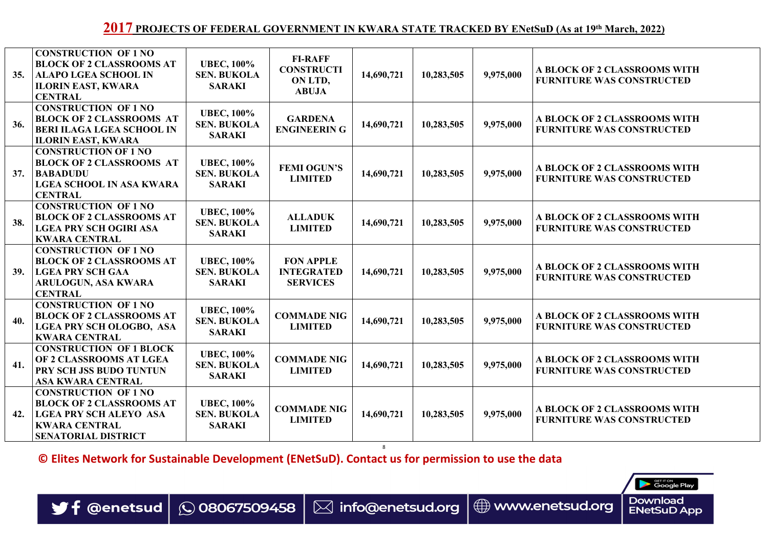## 2017 PROJECTS OF FEDERAL GOVERNMENT IN KWARA STATE TRACKED BY ENetSuD (As at 19th March, 2022)

| | | | | | | | |
|---|---|---|---|---|---|---|---|
| 35. | CONSTRUCTION OF 1 NO BLOCK OF 2 CLASSROOMS AT ALAPO LGEA SCHOOL IN ILORIN EAST, KWARA CENTRAL | UBEC, 100% SEN. BUKOLA SARAKI | FI-RAFF CONSTRUCTI ON LTD, ABUJA | 14,690,721 | 10,283,505 | 9,975,000 | A BLOCK OF 2 CLASSROOMS WITH FURNITURE WAS CONSTRUCTED |
| 36. | CONSTRUCTION OF 1 NO BLOCK OF 2 CLASSROOMS AT BERI ILAGA LGEA SCHOOL IN ILORIN EAST, KWARA | UBEC, 100% SEN. BUKOLA SARAKI | GARDENA ENGINEERIN G | 14,690,721 | 10,283,505 | 9,975,000 | A BLOCK OF 2 CLASSROOMS WITH FURNITURE WAS CONSTRUCTED |
| 37. | CONSTRUCTION OF 1 NO BLOCK OF 2 CLASSROOMS AT BABADUDU LGEA SCHOOL IN ASA KWARA CENTRAL | UBEC, 100% SEN. BUKOLA SARAKI | FEMI OGUN'S LIMITED | 14,690,721 | 10,283,505 | 9,975,000 | A BLOCK OF 2 CLASSROOMS WITH FURNITURE WAS CONSTRUCTED |
| 38. | CONSTRUCTION OF 1 NO BLOCK OF 2 CLASSROOMS AT LGEA PRY SCH OGIRI ASA KWARA CENTRAL | UBEC, 100% SEN. BUKOLA SARAKI | ALLADUK LIMITED | 14,690,721 | 10,283,505 | 9,975,000 | A BLOCK OF 2 CLASSROOMS WITH FURNITURE WAS CONSTRUCTED |
| 39. | CONSTRUCTION OF 1 NO BLOCK OF 2 CLASSROOMS AT LGEA PRY SCH GAA ARULOGUN, ASA KWARA CENTRAL | UBEC, 100% SEN. BUKOLA SARAKI | FON APPLE INTEGRATED SERVICES | 14,690,721 | 10,283,505 | 9,975,000 | A BLOCK OF 2 CLASSROOMS WITH FURNITURE WAS CONSTRUCTED |
| 40. | CONSTRUCTION OF 1 NO BLOCK OF 2 CLASSROOMS AT LGEA PRY SCH OLOGBO, ASA KWARA CENTRAL | UBEC, 100% SEN. BUKOLA SARAKI | COMMADE NIG LIMITED | 14,690,721 | 10,283,505 | 9,975,000 | A BLOCK OF 2 CLASSROOMS WITH FURNITURE WAS CONSTRUCTED |
| 41. | CONSTRUCTION OF 1 BLOCK OF 2 CLASSROOMS AT LGEA PRY SCH JSS BUDO TUNTUN ASA KWARA CENTRAL | UBEC, 100% SEN. BUKOLA SARAKI | COMMADE NIG LIMITED | 14,690,721 | 10,283,505 | 9,975,000 | A BLOCK OF 2 CLASSROOMS WITH FURNITURE WAS CONSTRUCTED |
| 42. | CONSTRUCTION OF 1 NO BLOCK OF 2 CLASSROOMS AT LGEA PRY SCH ALEYO ASA KWARA CENTRAL SENATORIAL DISTRICT | UBEC, 100% SEN. BUKOLA SARAKI | COMMADE NIG LIMITED | 14,690,721 | 10,283,505 | 9,975,000 | A BLOCK OF 2 CLASSROOMS WITH FURNITURE WAS CONSTRUCTED |

© Elites Network for Sustainable Development (ENetSuD). Contact us for permission to use the data

@enetsud | 08067509458 | info@enetsud.org | www.enetsud.org | Download ENetSuD App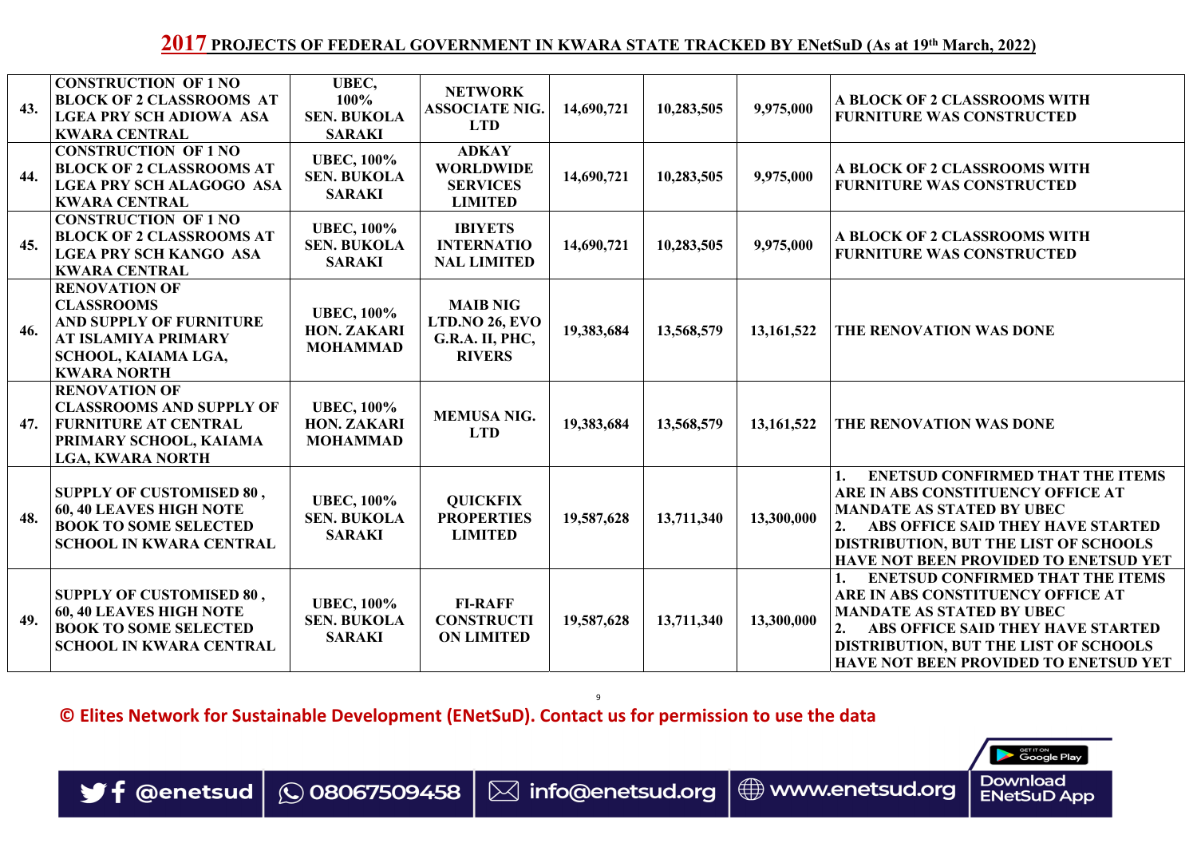## 2017 PROJECTS OF FEDERAL GOVERNMENT IN KWARA STATE TRACKED BY ENetSuD (As at 19th March, 2022)

| | | | | | | | |
|---|---|---|---|---|---|---|---|
| 43. | CONSTRUCTION OF 1 NO BLOCK OF 2 CLASSROOMS AT LGEA PRY SCH ADIOWA ASA KWARA CENTRAL | UBEC, 100% SEN. BUKOLA SARAKI | NETWORK ASSOCIATE NIG. LTD | 14,690,721 | 10,283,505 | 9,975,000 | A BLOCK OF 2 CLASSROOMS WITH FURNITURE WAS CONSTRUCTED |
| 44. | CONSTRUCTION OF 1 NO BLOCK OF 2 CLASSROOMS AT LGEA PRY SCH ALAGOGO ASA KWARA CENTRAL | UBEC, 100% SEN. BUKOLA SARAKI | ADKAY WORLDWIDE SERVICES LIMITED | 14,690,721 | 10,283,505 | 9,975,000 | A BLOCK OF 2 CLASSROOMS WITH FURNITURE WAS CONSTRUCTED |
| 45. | CONSTRUCTION OF 1 NO BLOCK OF 2 CLASSROOMS AT LGEA PRY SCH KANGO ASA KWARA CENTRAL | UBEC, 100% SEN. BUKOLA SARAKI | IBIYETS INTERNATIONAL LIMITED | 14,690,721 | 10,283,505 | 9,975,000 | A BLOCK OF 2 CLASSROOMS WITH FURNITURE WAS CONSTRUCTED |
| 46. | RENOVATION OF CLASSROOMS AND SUPPLY OF FURNITURE AT ISLAMIYA PRIMARY SCHOOL, KAIAMA LGA, KWARA NORTH | UBEC, 100% HON. ZAKARI MOHAMMAD | MAIB NIG LTD.NO 26, EVO G.R.A. II, PHC, RIVERS | 19,383,684 | 13,568,579 | 13,161,522 | THE RENOVATION WAS DONE |
| 47. | RENOVATION OF CLASSROOMS AND SUPPLY OF FURNITURE AT CENTRAL PRIMARY SCHOOL, KAIAMA LGA, KWARA NORTH | UBEC, 100% HON. ZAKARI MOHAMMAD | MEMUSA NIG. LTD | 19,383,684 | 13,568,579 | 13,161,522 | THE RENOVATION WAS DONE |
| 48. | SUPPLY OF CUSTOMISED 80 , 60, 40 LEAVES HIGH NOTE BOOK TO SOME SELECTED SCHOOL IN KWARA CENTRAL | UBEC, 100% SEN. BUKOLA SARAKI | QUICKFIX PROPERTIES LIMITED | 19,587,628 | 13,711,340 | 13,300,000 | 1. ENETSUD CONFIRMED THAT THE ITEMS ARE IN ABS CONSTITUENCY OFFICE AT MANDATE AS STATED BY UBEC 2. ABS OFFICE SAID THEY HAVE STARTED DISTRIBUTION, BUT THE LIST OF SCHOOLS HAVE NOT BEEN PROVIDED TO ENETSUD YET |
| 49. | SUPPLY OF CUSTOMISED 80 , 60, 40 LEAVES HIGH NOTE BOOK TO SOME SELECTED SCHOOL IN KWARA CENTRAL | UBEC, 100% SEN. BUKOLA SARAKI | FI-RAFF CONSTRUCTION LIMITED | 19,587,628 | 13,711,340 | 13,300,000 | 1. ENETSUD CONFIRMED THAT THE ITEMS ARE IN ABS CONSTITUENCY OFFICE AT MANDATE AS STATED BY UBEC 2. ABS OFFICE SAID THEY HAVE STARTED DISTRIBUTION, BUT THE LIST OF SCHOOLS HAVE NOT BEEN PROVIDED TO ENETSUD YET |

© Elites Network for Sustainable Development (ENetSuD). Contact us for permission to use the data

@enetsud | 08067509458 | info@enetsud.org | www.enetsud.org | Download ENetSuD App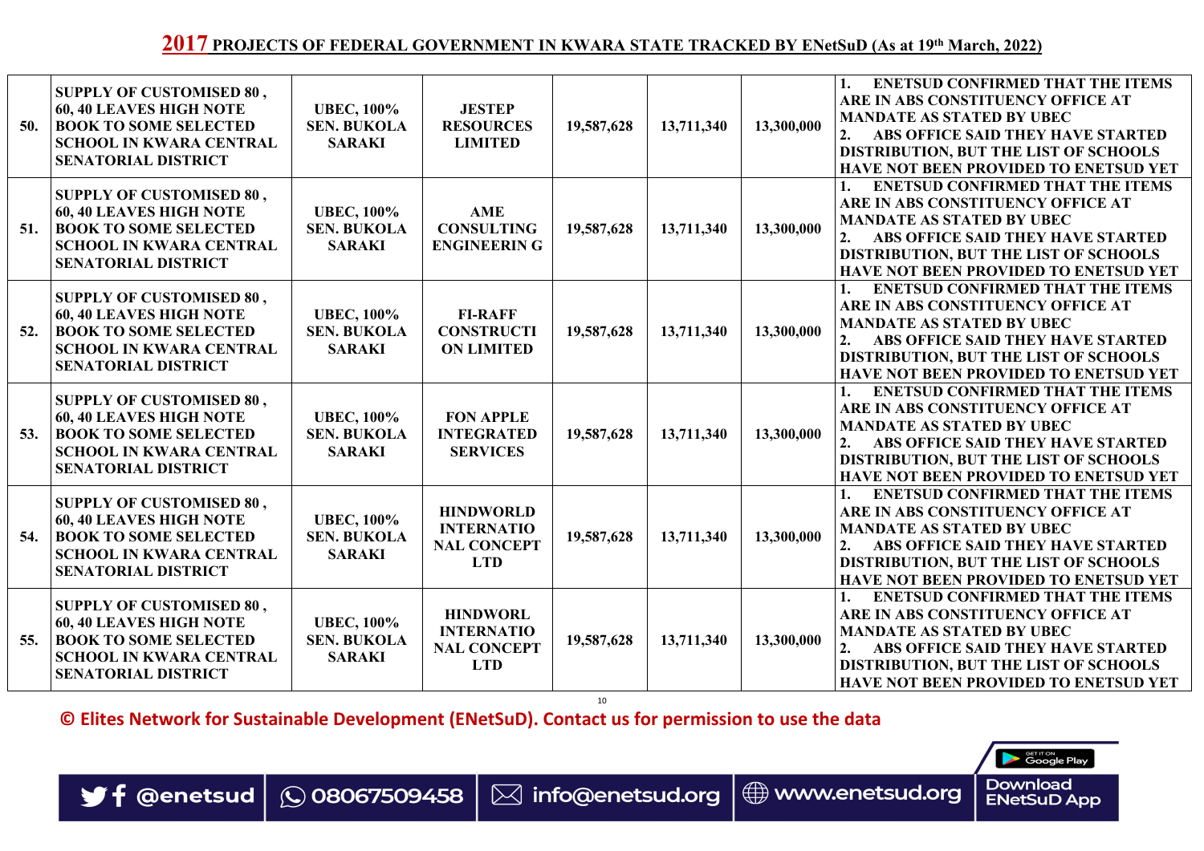## 2017 PROJECTS OF FEDERAL GOVERNMENT IN KWARA STATE TRACKED BY ENetSuD (As at 19th March, 2022)

| | | | | | | | |
|---|---|---|---|---|---|---|---|
| 50. | SUPPLY OF CUSTOMISED 80 , 60, 40 LEAVES HIGH NOTE BOOK TO SOME SELECTED SCHOOL IN KWARA CENTRAL SENATORIAL DISTRICT | UBEC, 100% SEN. BUKOLA SARAKI | JESTEP RESOURCES LIMITED | 19,587,628 | 13,711,340 | 13,300,000 | 1. ENETSUD CONFIRMED THAT THE ITEMS ARE IN ABS CONSTITUENCY OFFICE AT MANDATE AS STATED BY UBEC 2. ABS OFFICE SAID THEY HAVE STARTED DISTRIBUTION, BUT THE LIST OF SCHOOLS HAVE NOT BEEN PROVIDED TO ENETSUD YET |
| 51. | SUPPLY OF CUSTOMISED 80 , 60, 40 LEAVES HIGH NOTE BOOK TO SOME SELECTED SCHOOL IN KWARA CENTRAL SENATORIAL DISTRICT | UBEC, 100% SEN. BUKOLA SARAKI | AME CONSULTING ENGINEERIN G | 19,587,628 | 13,711,340 | 13,300,000 | 1. ENETSUD CONFIRMED THAT THE ITEMS ARE IN ABS CONSTITUENCY OFFICE AT MANDATE AS STATED BY UBEC 2. ABS OFFICE SAID THEY HAVE STARTED DISTRIBUTION, BUT THE LIST OF SCHOOLS HAVE NOT BEEN PROVIDED TO ENETSUD YET |
| 52. | SUPPLY OF CUSTOMISED 80 , 60, 40 LEAVES HIGH NOTE BOOK TO SOME SELECTED SCHOOL IN KWARA CENTRAL SENATORIAL DISTRICT | UBEC, 100% SEN. BUKOLA SARAKI | FI-RAFF CONSTRUCTI ON LIMITED | 19,587,628 | 13,711,340 | 13,300,000 | 1. ENETSUD CONFIRMED THAT THE ITEMS ARE IN ABS CONSTITUENCY OFFICE AT MANDATE AS STATED BY UBEC 2. ABS OFFICE SAID THEY HAVE STARTED DISTRIBUTION, BUT THE LIST OF SCHOOLS HAVE NOT BEEN PROVIDED TO ENETSUD YET |
| 53. | SUPPLY OF CUSTOMISED 80 , 60, 40 LEAVES HIGH NOTE BOOK TO SOME SELECTED SCHOOL IN KWARA CENTRAL SENATORIAL DISTRICT | UBEC, 100% SEN. BUKOLA SARAKI | FON APPLE INTEGRATED SERVICES | 19,587,628 | 13,711,340 | 13,300,000 | 1. ENETSUD CONFIRMED THAT THE ITEMS ARE IN ABS CONSTITUENCY OFFICE AT MANDATE AS STATED BY UBEC 2. ABS OFFICE SAID THEY HAVE STARTED DISTRIBUTION, BUT THE LIST OF SCHOOLS HAVE NOT BEEN PROVIDED TO ENETSUD YET |
| 54. | SUPPLY OF CUSTOMISED 80 , 60, 40 LEAVES HIGH NOTE BOOK TO SOME SELECTED SCHOOL IN KWARA CENTRAL SENATORIAL DISTRICT | UBEC, 100% SEN. BUKOLA SARAKI | HINDWORLD INTERNATIO NAL CONCEPT LTD | 19,587,628 | 13,711,340 | 13,300,000 | 1. ENETSUD CONFIRMED THAT THE ITEMS ARE IN ABS CONSTITUENCY OFFICE AT MANDATE AS STATED BY UBEC 2. ABS OFFICE SAID THEY HAVE STARTED DISTRIBUTION, BUT THE LIST OF SCHOOLS HAVE NOT BEEN PROVIDED TO ENETSUD YET |
| 55. | SUPPLY OF CUSTOMISED 80 , 60, 40 LEAVES HIGH NOTE BOOK TO SOME SELECTED SCHOOL IN KWARA CENTRAL SENATORIAL DISTRICT | UBEC, 100% SEN. BUKOLA SARAKI | HINDWORL INTERNATIO NAL CONCEPT LTD | 19,587,628 | 13,711,340 | 13,300,000 | 1. ENETSUD CONFIRMED THAT THE ITEMS ARE IN ABS CONSTITUENCY OFFICE AT MANDATE AS STATED BY UBEC 2. ABS OFFICE SAID THEY HAVE STARTED DISTRIBUTION, BUT THE LIST OF SCHOOLS HAVE NOT BEEN PROVIDED TO ENETSUD YET |

**© Elites Network for Sustainable Development (ENetSuD). Contact us for permission to use the data**

@enetsud | 08067509458 | info@enetsud.org | www.enetsud.org | GET IT ON Google Play | Download ENetSuD App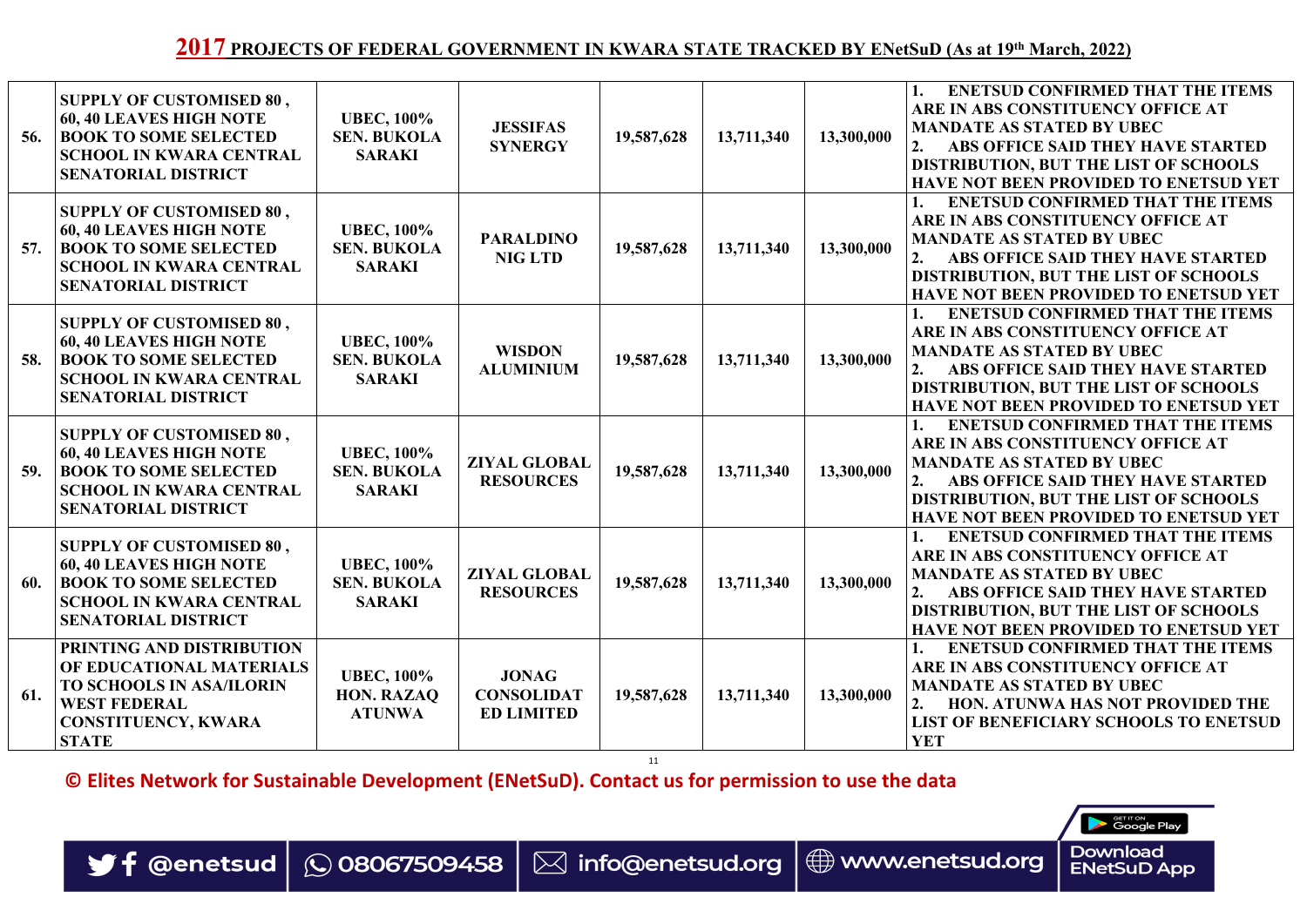## 2017 PROJECTS OF FEDERAL GOVERNMENT IN KWARA STATE TRACKED BY ENetSuD (As at 19th March, 2022)

| | | | | | | | |
|---|---|---|---|---|---|---|---|
| 56. | SUPPLY OF CUSTOMISED 80 , 60, 40 LEAVES HIGH NOTE BOOK TO SOME SELECTED SCHOOL IN KWARA CENTRAL SENATORIAL DISTRICT | UBEC, 100% SEN. BUKOLA SARAKI | JESSIFAS SYNERGY | 19,587,628 | 13,711,340 | 13,300,000 | 1. ENETSUD CONFIRMED THAT THE ITEMS ARE IN ABS CONSTITUENCY OFFICE AT MANDATE AS STATED BY UBEC 2. ABS OFFICE SAID THEY HAVE STARTED DISTRIBUTION, BUT THE LIST OF SCHOOLS HAVE NOT BEEN PROVIDED TO ENETSUD YET |
| 57. | SUPPLY OF CUSTOMISED 80 , 60, 40 LEAVES HIGH NOTE BOOK TO SOME SELECTED SCHOOL IN KWARA CENTRAL SENATORIAL DISTRICT | UBEC, 100% SEN. BUKOLA SARAKI | PARALDINO NIG LTD | 19,587,628 | 13,711,340 | 13,300,000 | 1. ENETSUD CONFIRMED THAT THE ITEMS ARE IN ABS CONSTITUENCY OFFICE AT MANDATE AS STATED BY UBEC 2. ABS OFFICE SAID THEY HAVE STARTED DISTRIBUTION, BUT THE LIST OF SCHOOLS HAVE NOT BEEN PROVIDED TO ENETSUD YET |
| 58. | SUPPLY OF CUSTOMISED 80 , 60, 40 LEAVES HIGH NOTE BOOK TO SOME SELECTED SCHOOL IN KWARA CENTRAL SENATORIAL DISTRICT | UBEC, 100% SEN. BUKOLA SARAKI | WISDON ALUMINIUM | 19,587,628 | 13,711,340 | 13,300,000 | 1. ENETSUD CONFIRMED THAT THE ITEMS ARE IN ABS CONSTITUENCY OFFICE AT MANDATE AS STATED BY UBEC 2. ABS OFFICE SAID THEY HAVE STARTED DISTRIBUTION, BUT THE LIST OF SCHOOLS HAVE NOT BEEN PROVIDED TO ENETSUD YET |
| 59. | SUPPLY OF CUSTOMISED 80 , 60, 40 LEAVES HIGH NOTE BOOK TO SOME SELECTED SCHOOL IN KWARA CENTRAL SENATORIAL DISTRICT | UBEC, 100% SEN. BUKOLA SARAKI | ZIYAL GLOBAL RESOURCES | 19,587,628 | 13,711,340 | 13,300,000 | 1. ENETSUD CONFIRMED THAT THE ITEMS ARE IN ABS CONSTITUENCY OFFICE AT MANDATE AS STATED BY UBEC 2. ABS OFFICE SAID THEY HAVE STARTED DISTRIBUTION, BUT THE LIST OF SCHOOLS HAVE NOT BEEN PROVIDED TO ENETSUD YET |
| 60. | SUPPLY OF CUSTOMISED 80 , 60, 40 LEAVES HIGH NOTE BOOK TO SOME SELECTED SCHOOL IN KWARA CENTRAL SENATORIAL DISTRICT | UBEC, 100% SEN. BUKOLA SARAKI | ZIYAL GLOBAL RESOURCES | 19,587,628 | 13,711,340 | 13,300,000 | 1. ENETSUD CONFIRMED THAT THE ITEMS ARE IN ABS CONSTITUENCY OFFICE AT MANDATE AS STATED BY UBEC 2. ABS OFFICE SAID THEY HAVE STARTED DISTRIBUTION, BUT THE LIST OF SCHOOLS HAVE NOT BEEN PROVIDED TO ENETSUD YET |
| 61. | PRINTING AND DISTRIBUTION OF EDUCATIONAL MATERIALS TO SCHOOLS IN ASA/ILORIN WEST FEDERAL CONSTITUENCY, KWARA STATE | UBEC, 100% HON. RAZAQ ATUNWA | JONAG CONSOLIDATED LIMITED | 19,587,628 | 13,711,340 | 13,300,000 | 1. ENETSUD CONFIRMED THAT THE ITEMS ARE IN ABS CONSTITUENCY OFFICE AT MANDATE AS STATED BY UBEC 2. HON. ATUNWA HAS NOT PROVIDED THE LIST OF BENEFICIARY SCHOOLS TO ENETSUD YET |

**© Elites Network for Sustainable Development (ENetSuD). Contact us for permission to use the data**

@enetsud | 08067509458 | info@enetsud.org | www.enetsud.org | GET IT ON Google Play | Download ENetSuD App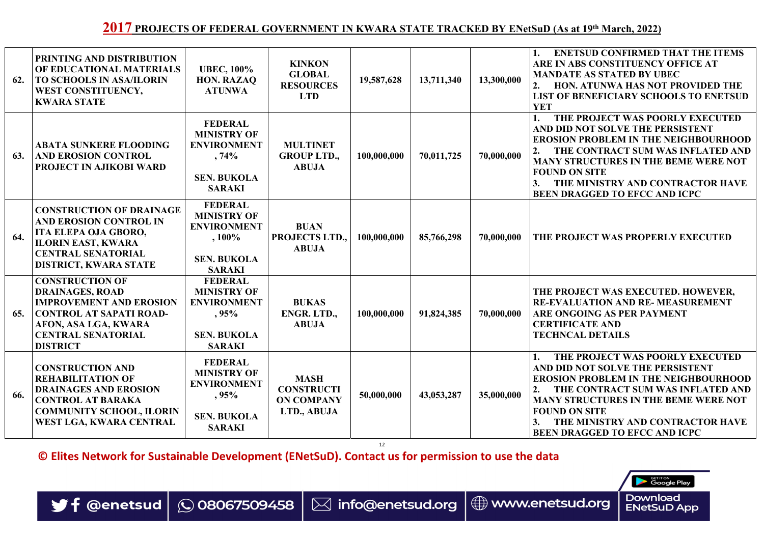## 2017 PROJECTS OF FEDERAL GOVERNMENT IN KWARA STATE TRACKED BY ENetSuD (As at 19th March, 2022)

| | | | | | | | |
|---|---|---|---|---|---|---|---|
| 62. | PRINTING AND DISTRIBUTION OF EDUCATIONAL MATERIALS TO SCHOOLS IN ASA/ILORIN WEST CONSTITUENCY, KWARA STATE | UBEC, 100% HON. RAZAQ ATUNWA | KINKON GLOBAL RESOURCES LTD | 19,587,628 | 13,711,340 | 13,300,000 | 1. ENETSUD CONFIRMED THAT THE ITEMS ARE IN ABS CONSTITUENCY OFFICE AT MANDATE AS STATED BY UBEC 2. HON. ATUNWA HAS NOT PROVIDED THE LIST OF BENEFICIARY SCHOOLS TO ENETSUD YET |
| 63. | ABATA SUNKERE FLOODING AND EROSION CONTROL PROJECT IN AJIKOBI WARD | FEDERAL MINISTRY OF ENVIRONMENT , 74% SEN. BUKOLA SARAKI | MULTINET GROUP LTD., ABUJA | 100,000,000 | 70,011,725 | 70,000,000 | 1. THE PROJECT WAS POORLY EXECUTED AND DID NOT SOLVE THE PERSISTENT EROSION PROBLEM IN THE NEIGHBOURHOOD 2. THE CONTRACT SUM WAS INFLATED AND MANY STRUCTURES IN THE BEME WERE NOT FOUND ON SITE 3. THE MINISTRY AND CONTRACTOR HAVE BEEN DRAGGED TO EFCC AND ICPC |
| 64. | CONSTRUCTION OF DRAINAGE AND EROSION CONTROL IN ITA ELEPA OJA GBORO, ILORIN EAST, KWARA CENTRAL SENATORIAL DISTRICT, KWARA STATE | FEDERAL MINISTRY OF ENVIRONMENT , 100% SEN. BUKOLA SARAKI | BUAN PROJECTS LTD., ABUJA | 100,000,000 | 85,766,298 | 70,000,000 | THE PROJECT WAS PROPERLY EXECUTED |
| 65. | CONSTRUCTION OF DRAINAGES, ROAD IMPROVEMENT AND EROSION CONTROL AT SAPATI ROAD-AFON, ASA LGA, KWARA CENTRAL SENATORIAL DISTRICT | FEDERAL MINISTRY OF ENVIRONMENT , 95% SEN. BUKOLA SARAKI | BUKAS ENGR. LTD., ABUJA | 100,000,000 | 91,824,385 | 70,000,000 | THE PROJECT WAS EXECUTED. HOWEVER, RE-EVALUATION AND RE- MEASUREMENT ARE ONGOING AS PER PAYMENT CERTIFICATE AND TECHNCAL DETAILS |
| 66. | CONSTRUCTION AND REHABILITATION OF DRAINAGES AND EROSION CONTROL AT BARAKA COMMUNITY SCHOOL, ILORIN WEST LGA, KWARA CENTRAL | FEDERAL MINISTRY OF ENVIRONMENT , 95% SEN. BUKOLA SARAKI | MASH CONSTRUCTION COMPANY LTD., ABUJA | 50,000,000 | 43,053,287 | 35,000,000 | 1. THE PROJECT WAS POORLY EXECUTED AND DID NOT SOLVE THE PERSISTENT EROSION PROBLEM IN THE NEIGHBOURHOOD 2. THE CONTRACT SUM WAS INFLATED AND MANY STRUCTURES IN THE BEME WERE NOT FOUND ON SITE 3. THE MINISTRY AND CONTRACTOR HAVE BEEN DRAGGED TO EFCC AND ICPC |

**© Elites Network for Sustainable Development (ENetSuD). Contact us for permission to use the data**

@enetsud | 08067509458 | info@enetsud.org | www.enetsud.org | GET IT ON Google Play Download ENetSuD App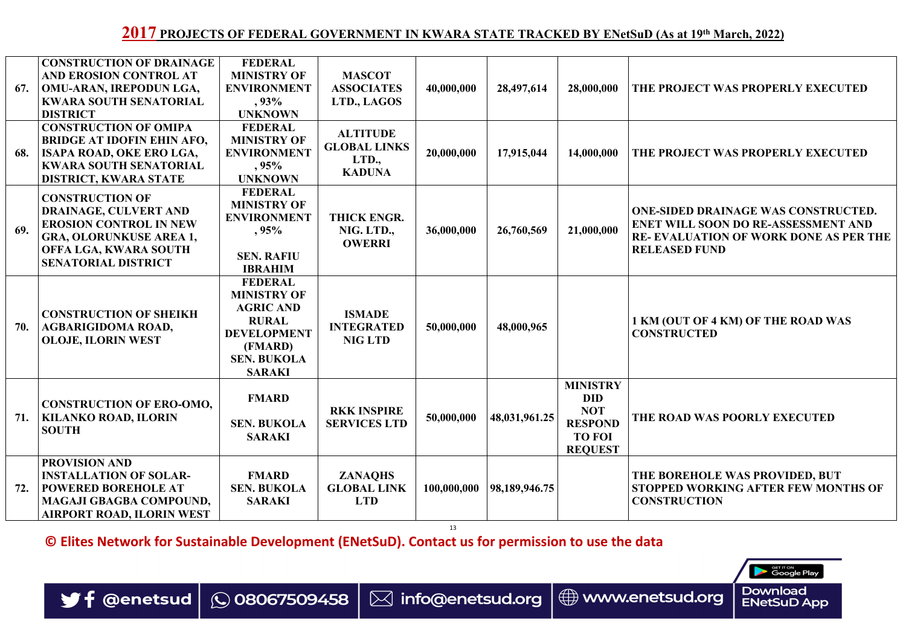## 2017 PROJECTS OF FEDERAL GOVERNMENT IN KWARA STATE TRACKED BY ENetSuD (As at 19th March, 2022)

| | | | | | | | |
|---|---|---|---|---|---|---|---|
| 67. | CONSTRUCTION OF DRAINAGE AND EROSION CONTROL AT OMU-ARAN, IREPODUN LGA, KWARA SOUTH SENATORIAL DISTRICT | FEDERAL MINISTRY OF ENVIRONMENT , 93% UNKNOWN | MASCOT ASSOCIATES LTD., LAGOS | 40,000,000 | 28,497,614 | 28,000,000 | THE PROJECT WAS PROPERLY EXECUTED |
| 68. | CONSTRUCTION OF OMIPA BRIDGE AT IDOFIN EHIN AFO, ISAPA ROAD, OKE ERO LGA, KWARA SOUTH SENATORIAL DISTRICT, KWARA STATE | FEDERAL MINISTRY OF ENVIRONMENT , 95% UNKNOWN | ALTITUDE GLOBAL LINKS LTD., KADUNA | 20,000,000 | 17,915,044 | 14,000,000 | THE PROJECT WAS PROPERLY EXECUTED |
| 69. | CONSTRUCTION OF DRAINAGE, CULVERT AND EROSION CONTROL IN NEW GRA, OLORUNKUSE AREA 1, OFFA LGA, KWARA SOUTH SENATORIAL DISTRICT | FEDERAL MINISTRY OF ENVIRONMENT , 95% SEN. RAFIU IBRAHIM | THICK ENGR. NIG. LTD., OWERRI | 36,000,000 | 26,760,569 | 21,000,000 | ONE-SIDED DRAINAGE WAS CONSTRUCTED. ENET WILL SOON DO RE-ASSESSMENT AND RE- EVALUATION OF WORK DONE AS PER THE RELEASED FUND |
| 70. | CONSTRUCTION OF SHEIKH AGBARIGIDOMA ROAD, OLOJE, ILORIN WEST | FEDERAL MINISTRY OF AGRIC AND RURAL DEVELOPMENT (FMARD) SEN. BUKOLA SARAKI | ISMADE INTEGRATED NIG LTD | 50,000,000 | 48,000,965 | | 1 KM (OUT OF 4 KM) OF THE ROAD WAS CONSTRUCTED |
| 71. | CONSTRUCTION OF ERO-OMO, KILANKO ROAD, ILORIN SOUTH | FMARD SEN. BUKOLA SARAKI | RKK INSPIRE SERVICES LTD | 50,000,000 | 48,031,961.25 | MINISTRY DID NOT RESPOND TO FOI REQUEST | THE ROAD WAS POORLY EXECUTED |
| 72. | PROVISION AND INSTALLATION OF SOLAR-POWERED BOREHOLE AT MAGAJI GBAGBA COMPOUND, AIRPORT ROAD, ILORIN WEST | FMARD SEN. BUKOLA SARAKI | ZANAQHS GLOBAL LINK LTD | 100,000,000 | 98,189,946.75 | | THE BOREHOLE WAS PROVIDED, BUT STOPPED WORKING AFTER FEW MONTHS OF CONSTRUCTION |

**© Elites Network for Sustainable Development (ENetSuD). Contact us for permission to use the data**

@enetsud | 08067509458 | info@enetsud.org | www.enetsud.org | GET IT ON Google Play Download ENetSuD App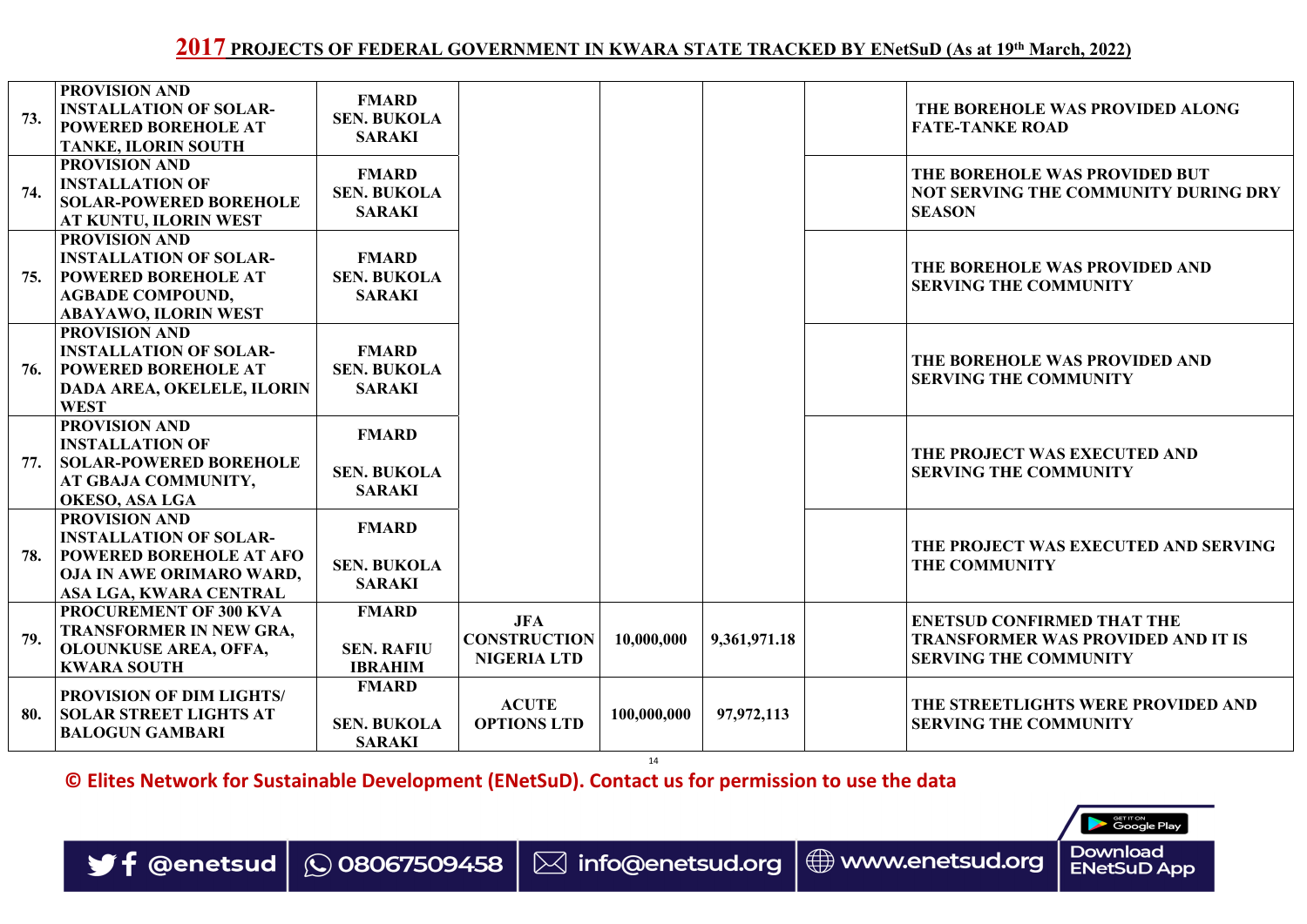## 2017 PROJECTS OF FEDERAL GOVERNMENT IN KWARA STATE TRACKED BY ENetSuD (As at 19th March, 2022)

| | | | | | | | |
|---|---|---|---|---|---|---|---|
| 73. | PROVISION AND INSTALLATION OF SOLAR-POWERED BOREHOLE AT TANKE, ILORIN SOUTH | FMARD SEN. BUKOLA SARAKI | | | | | THE BOREHOLE WAS PROVIDED ALONG FATE-TANKE ROAD |
| 74. | PROVISION AND INSTALLATION OF SOLAR-POWERED BOREHOLE AT KUNTU, ILORIN WEST | FMARD SEN. BUKOLA SARAKI | | | | | THE BOREHOLE WAS PROVIDED BUT NOT SERVING THE COMMUNITY DURING DRY SEASON |
| 75. | PROVISION AND INSTALLATION OF SOLAR-POWERED BOREHOLE AT AGBADE COMPOUND, ABAYAWO, ILORIN WEST | FMARD SEN. BUKOLA SARAKI | | | | | THE BOREHOLE WAS PROVIDED AND SERVING THE COMMUNITY |
| 76. | PROVISION AND INSTALLATION OF SOLAR-POWERED BOREHOLE AT DADA AREA, OKELELE, ILORIN WEST | FMARD SEN. BUKOLA SARAKI | | | | | THE BOREHOLE WAS PROVIDED AND SERVING THE COMMUNITY |
| 77. | PROVISION AND INSTALLATION OF SOLAR-POWERED BOREHOLE AT GBAJA COMMUNITY, OKESO, ASA LGA | FMARD SEN. BUKOLA SARAKI | | | | | THE PROJECT WAS EXECUTED AND SERVING THE COMMUNITY |
| 78. | PROVISION AND INSTALLATION OF SOLAR-POWERED BOREHOLE AT AFO OJA IN AWE ORIMARO WARD, ASA LGA, KWARA CENTRAL | FMARD SEN. BUKOLA SARAKI | | | | | THE PROJECT WAS EXECUTED AND SERVING THE COMMUNITY |
| 79. | PROCUREMENT OF 300 KVA TRANSFORMER IN NEW GRA, OLOUNKUSE AREA, OFFA, KWARA SOUTH | FMARD SEN. RAFIU IBRAHIM | JFA CONSTRUCTION NIGERIA LTD | 10,000,000 | 9,361,971.18 | | ENETSUD CONFIRMED THAT THE TRANSFORMER WAS PROVIDED AND IT IS SERVING THE COMMUNITY |
| 80. | PROVISION OF DIM LIGHTS/ SOLAR STREET LIGHTS AT BALOGUN GAMBARI | FMARD SEN. BUKOLA SARAKI | ACUTE OPTIONS LTD | 100,000,000 | 97,972,113 | | THE STREETLIGHTS WERE PROVIDED AND SERVING THE COMMUNITY |

© Elites Network for Sustainable Development (ENetSuD). Contact us for permission to use the data

@enetsud | 08067509458 | info@enetsud.org | www.enetsud.org | Download ENetSuD App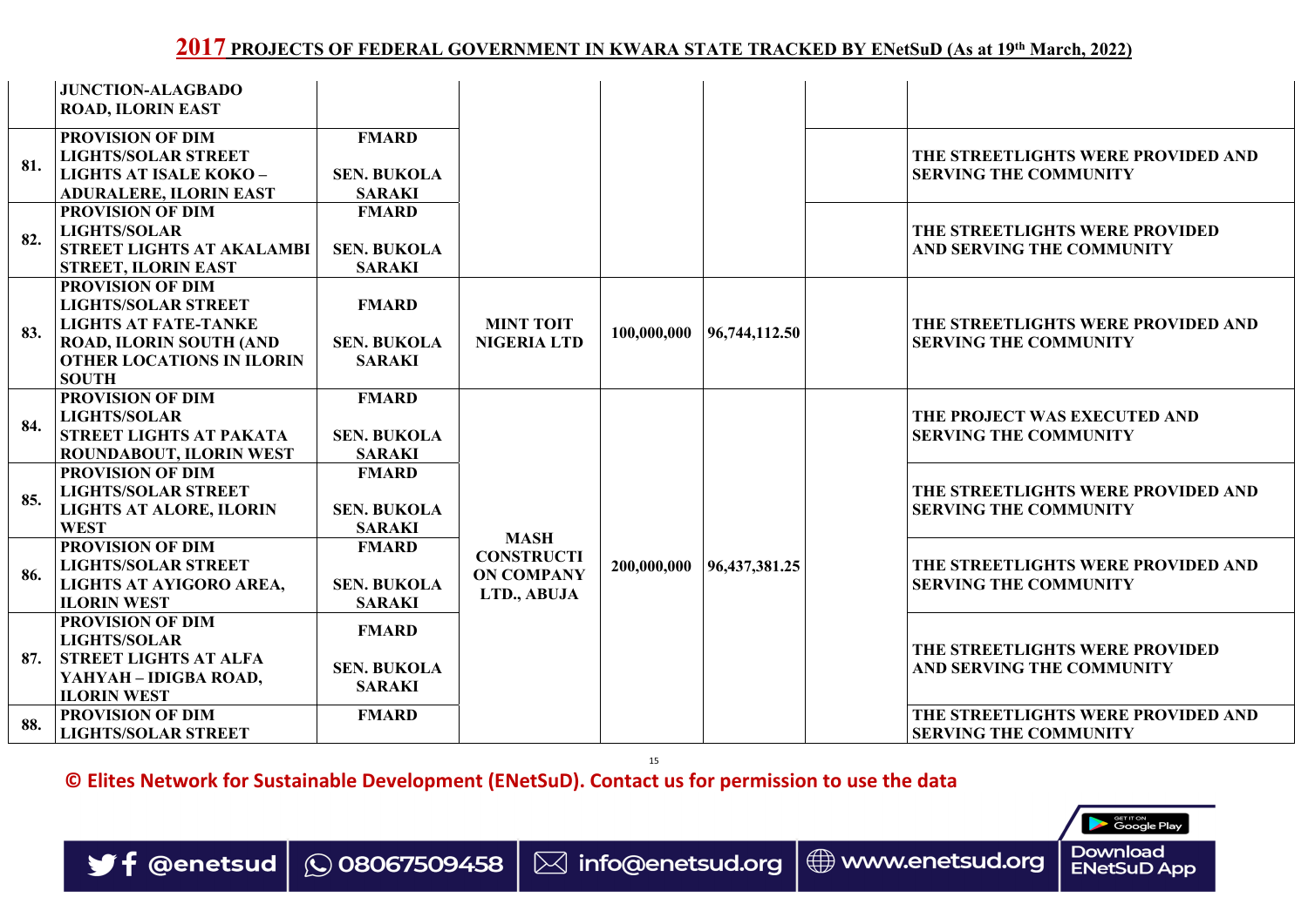## 2017 PROJECTS OF FEDERAL GOVERNMENT IN KWARA STATE TRACKED BY ENetSuD (As at 19th March, 2022)

| | | | | | | | |
|---|---|---|---|---|---|---|---|
| | JUNCTION-ALAGBADO ROAD, ILORIN EAST | | | | | | |
| 81. | PROVISION OF DIM LIGHTS/SOLAR STREET LIGHTS AT ISALE KOKO – ADURALERE, ILORIN EAST | FMARD SEN. BUKOLA SARAKI | | | | | THE STREETLIGHTS WERE PROVIDED AND SERVING THE COMMUNITY |
| 82. | PROVISION OF DIM LIGHTS/SOLAR STREET LIGHTS AT AKALAMBI STREET, ILORIN EAST | FMARD SEN. BUKOLA SARAKI | | | | | THE STREETLIGHTS WERE PROVIDED AND SERVING THE COMMUNITY |
| 83. | PROVISION OF DIM LIGHTS/SOLAR STREET LIGHTS AT FATE-TANKE ROAD, ILORIN SOUTH (AND OTHER LOCATIONS IN ILORIN SOUTH | FMARD SEN. BUKOLA SARAKI | MINT TOIT NIGERIA LTD | 100,000,000 | 96,744,112.50 | | THE STREETLIGHTS WERE PROVIDED AND SERVING THE COMMUNITY |
| 84. | PROVISION OF DIM LIGHTS/SOLAR STREET LIGHTS AT PAKATA ROUNDABOUT, ILORIN WEST | FMARD SEN. BUKOLA SARAKI | MASH CONSTRUCTION COMPANY LTD., ABUJA | 200,000,000 | 96,437,381.25 | | THE PROJECT WAS EXECUTED AND SERVING THE COMMUNITY |
| 85. | PROVISION OF DIM LIGHTS/SOLAR STREET LIGHTS AT ALORE, ILORIN WEST | FMARD SEN. BUKOLA SARAKI | | | | | THE STREETLIGHTS WERE PROVIDED AND SERVING THE COMMUNITY |
| 86. | PROVISION OF DIM LIGHTS/SOLAR STREET LIGHTS AT AYIGORO AREA, ILORIN WEST | FMARD SEN. BUKOLA SARAKI | | | | | THE STREETLIGHTS WERE PROVIDED AND SERVING THE COMMUNITY |
| 87. | PROVISION OF DIM LIGHTS/SOLAR STREET LIGHTS AT ALFA YAHYAH – IDIGBA ROAD, ILORIN WEST | FMARD SEN. BUKOLA SARAKI | | | | | THE STREETLIGHTS WERE PROVIDED AND SERVING THE COMMUNITY |
| 88. | PROVISION OF DIM LIGHTS/SOLAR STREET | FMARD | | | | | THE STREETLIGHTS WERE PROVIDED AND SERVING THE COMMUNITY |

© Elites Network for Sustainable Development (ENetSuD). Contact us for permission to use the data

@enetsud | 08067509458 | info@enetsud.org | www.enetsud.org | Download ENetSuD App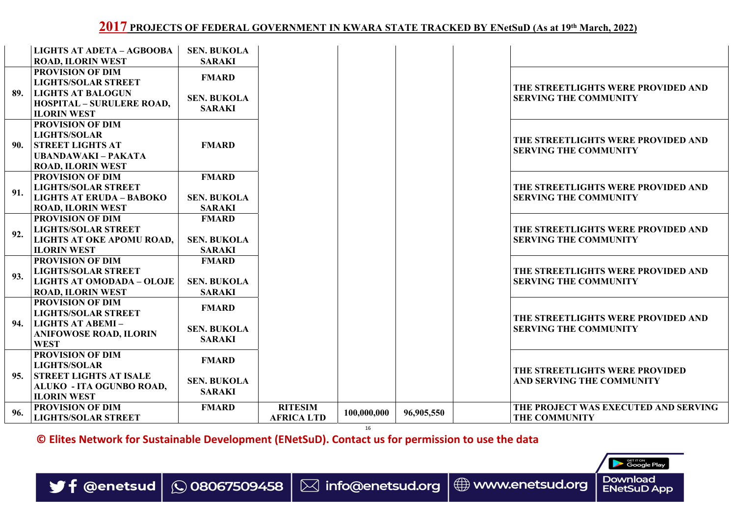## 2017 PROJECTS OF FEDERAL GOVERNMENT IN KWARA STATE TRACKED BY ENetSuD (As at 19th March, 2022)

| | | | | | | | |
|---|---|---|---|---|---|---|---|
| | LIGHTS AT ADETA – AGBOOBA ROAD, ILORIN WEST | SEN. BUKOLA SARAKI | | | | | |
| 89. | PROVISION OF DIM LIGHTS/SOLAR STREET LIGHTS AT BALOGUN HOSPITAL – SURULERE ROAD, ILORIN WEST | FMARD SEN. BUKOLA SARAKI | | | | | THE STREETLIGHTS WERE PROVIDED AND SERVING THE COMMUNITY |
| 90. | PROVISION OF DIM LIGHTS/SOLAR STREET LIGHTS AT UBANDAWAKI – PAKATA ROAD, ILORIN WEST | FMARD | | | | | THE STREETLIGHTS WERE PROVIDED AND SERVING THE COMMUNITY |
| 91. | PROVISION OF DIM LIGHTS/SOLAR STREET LIGHTS AT ERUDA – BABOKO ROAD, ILORIN WEST | FMARD SEN. BUKOLA SARAKI | | | | | THE STREETLIGHTS WERE PROVIDED AND SERVING THE COMMUNITY |
| 92. | PROVISION OF DIM LIGHTS/SOLAR STREET LIGHTS AT OKE APOMU ROAD, ILORIN WEST | FMARD SEN. BUKOLA SARAKI | | | | | THE STREETLIGHTS WERE PROVIDED AND SERVING THE COMMUNITY |
| 93. | PROVISION OF DIM LIGHTS/SOLAR STREET LIGHTS AT OMODADA – OLOJE ROAD, ILORIN WEST | FMARD SEN. BUKOLA SARAKI | | | | | THE STREETLIGHTS WERE PROVIDED AND SERVING THE COMMUNITY |
| 94. | PROVISION OF DIM LIGHTS/SOLAR STREET LIGHTS AT ABEMI – ANIFOWOSE ROAD, ILORIN WEST | FMARD SEN. BUKOLA SARAKI | | | | | THE STREETLIGHTS WERE PROVIDED AND SERVING THE COMMUNITY |
| 95. | PROVISION OF DIM LIGHTS/SOLAR STREET LIGHTS AT ISALE ALUKO - ITA OGUNBO ROAD, ILORIN WEST | FMARD SEN. BUKOLA SARAKI | | | | | THE STREETLIGHTS WERE PROVIDED AND SERVING THE COMMUNITY |
| 96. | PROVISION OF DIM LIGHTS/SOLAR STREET | FMARD | RITESIM AFRICA LTD | 100,000,000 | 96,905,550 | | THE PROJECT WAS EXECUTED AND SERVING THE COMMUNITY |

**© Elites Network for Sustainable Development (ENetSuD). Contact us for permission to use the data**

@enetsud | 08067509458 | info@enetsud.org | www.enetsud.org | Download ENetSuD App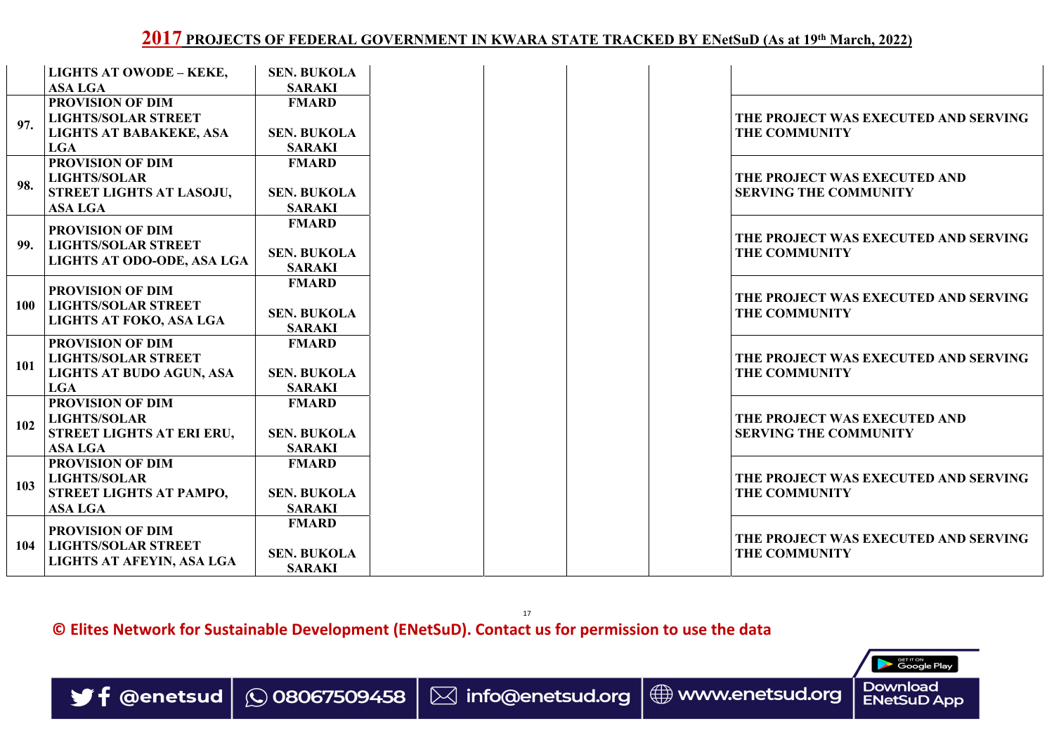## 2017 PROJECTS OF FEDERAL GOVERNMENT IN KWARA STATE TRACKED BY ENetSuD (As at 19th March, 2022)

| | | | | | | |
|---|---|---|---|---|---|---|
| | LIGHTS AT OWODE – KEKE, ASA LGA | SEN. BUKOLA SARAKI | | | | |
| 97. | PROVISION OF DIM LIGHTS/SOLAR STREET LIGHTS AT BABAKEKE, ASA LGA | FMARD SEN. BUKOLA SARAKI | | | | THE PROJECT WAS EXECUTED AND SERVING THE COMMUNITY |
| 98. | PROVISION OF DIM LIGHTS/SOLAR STREET LIGHTS AT LASOJU, ASA LGA | FMARD SEN. BUKOLA SARAKI | | | | THE PROJECT WAS EXECUTED AND SERVING THE COMMUNITY |
| 99. | PROVISION OF DIM LIGHTS/SOLAR STREET LIGHTS AT ODO-ODE, ASA LGA | FMARD SEN. BUKOLA SARAKI | | | | THE PROJECT WAS EXECUTED AND SERVING THE COMMUNITY |
| 100 | PROVISION OF DIM LIGHTS/SOLAR STREET LIGHTS AT FOKO, ASA LGA | FMARD SEN. BUKOLA SARAKI | | | | THE PROJECT WAS EXECUTED AND SERVING THE COMMUNITY |
| 101 | PROVISION OF DIM LIGHTS/SOLAR STREET LIGHTS AT BUDO AGUN, ASA LGA | FMARD SEN. BUKOLA SARAKI | | | | THE PROJECT WAS EXECUTED AND SERVING THE COMMUNITY |
| 102 | PROVISION OF DIM LIGHTS/SOLAR STREET LIGHTS AT ERI ERU, ASA LGA | FMARD SEN. BUKOLA SARAKI | | | | THE PROJECT WAS EXECUTED AND SERVING THE COMMUNITY |
| 103 | PROVISION OF DIM LIGHTS/SOLAR STREET LIGHTS AT PAMPO, ASA LGA | FMARD SEN. BUKOLA SARAKI | | | | THE PROJECT WAS EXECUTED AND SERVING THE COMMUNITY |
| 104 | PROVISION OF DIM LIGHTS/SOLAR STREET LIGHTS AT AFEYIN, ASA LGA | FMARD SEN. BUKOLA SARAKI | | | | THE PROJECT WAS EXECUTED AND SERVING THE COMMUNITY |

**© Elites Network for Sustainable Development (ENetSuD). Contact us for permission to use the data**

@enetsud | 08067509458 | info@enetsud.org | www.enetsud.org | GET IT ON Google Play Download ENetSuD App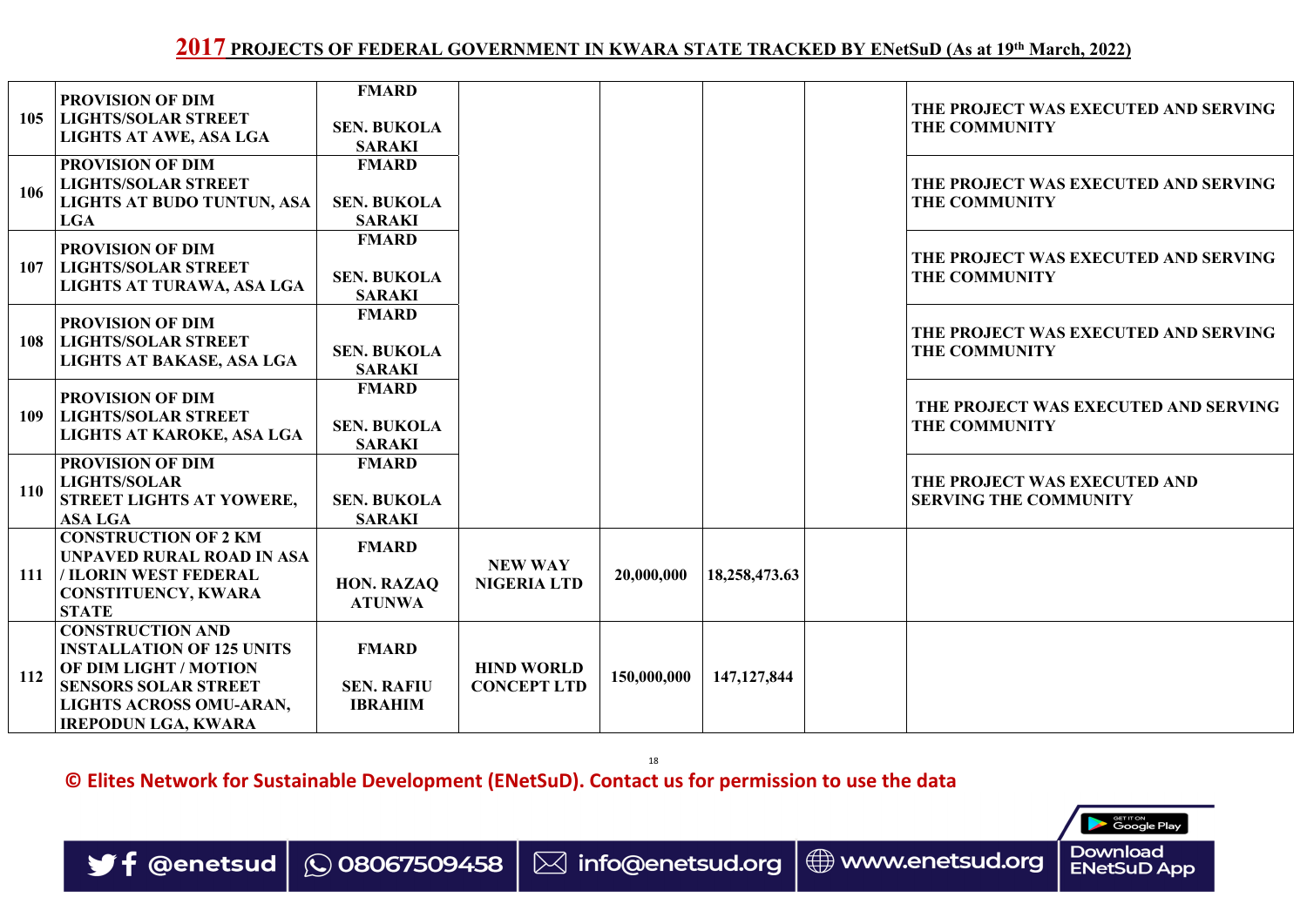## 2017 PROJECTS OF FEDERAL GOVERNMENT IN KWARA STATE TRACKED BY ENetSuD (As at 19th March, 2022)

| | | | | | | | |
|---|---|---|---|---|---|---|---|
| 105 | PROVISION OF DIM LIGHTS/SOLAR STREET LIGHTS AT AWE, ASA LGA | FMARD SEN. BUKOLA SARAKI | | | | | THE PROJECT WAS EXECUTED AND SERVING THE COMMUNITY |
| 106 | PROVISION OF DIM LIGHTS/SOLAR STREET LIGHTS AT BUDO TUNTUN, ASA LGA | FMARD SEN. BUKOLA SARAKI | | | | | THE PROJECT WAS EXECUTED AND SERVING THE COMMUNITY |
| 107 | PROVISION OF DIM LIGHTS/SOLAR STREET LIGHTS AT TURAWA, ASA LGA | FMARD SEN. BUKOLA SARAKI | | | | | THE PROJECT WAS EXECUTED AND SERVING THE COMMUNITY |
| 108 | PROVISION OF DIM LIGHTS/SOLAR STREET LIGHTS AT BAKASE, ASA LGA | FMARD SEN. BUKOLA SARAKI | | | | | THE PROJECT WAS EXECUTED AND SERVING THE COMMUNITY |
| 109 | PROVISION OF DIM LIGHTS/SOLAR STREET LIGHTS AT KAROKE, ASA LGA | FMARD SEN. BUKOLA SARAKI | | | | | THE PROJECT WAS EXECUTED AND SERVING THE COMMUNITY |
| 110 | PROVISION OF DIM LIGHTS/SOLAR STREET LIGHTS AT YOWERE, ASA LGA | FMARD SEN. BUKOLA SARAKI | | | | | THE PROJECT WAS EXECUTED AND SERVING THE COMMUNITY |
| 111 | CONSTRUCTION OF 2 KM UNPAVED RURAL ROAD IN ASA / ILORIN WEST FEDERAL CONSTITUENCY, KWARA STATE | FMARD HON. RAZAQ ATUNWA | NEW WAY NIGERIA LTD | 20,000,000 | 18,258,473.63 | | |
| 112 | CONSTRUCTION AND INSTALLATION OF 125 UNITS OF DIM LIGHT / MOTION SENSORS SOLAR STREET LIGHTS ACROSS OMU-ARAN, IREPODUN LGA, KWARA | FMARD SEN. RAFIU IBRAHIM | HIND WORLD CONCEPT LTD | 150,000,000 | 147,127,844 | | |

© Elites Network for Sustainable Development (ENetSuD). Contact us for permission to use the data

@enetsud | 08067509458 | info@enetsud.org | www.enetsud.org | Download ENetSuD App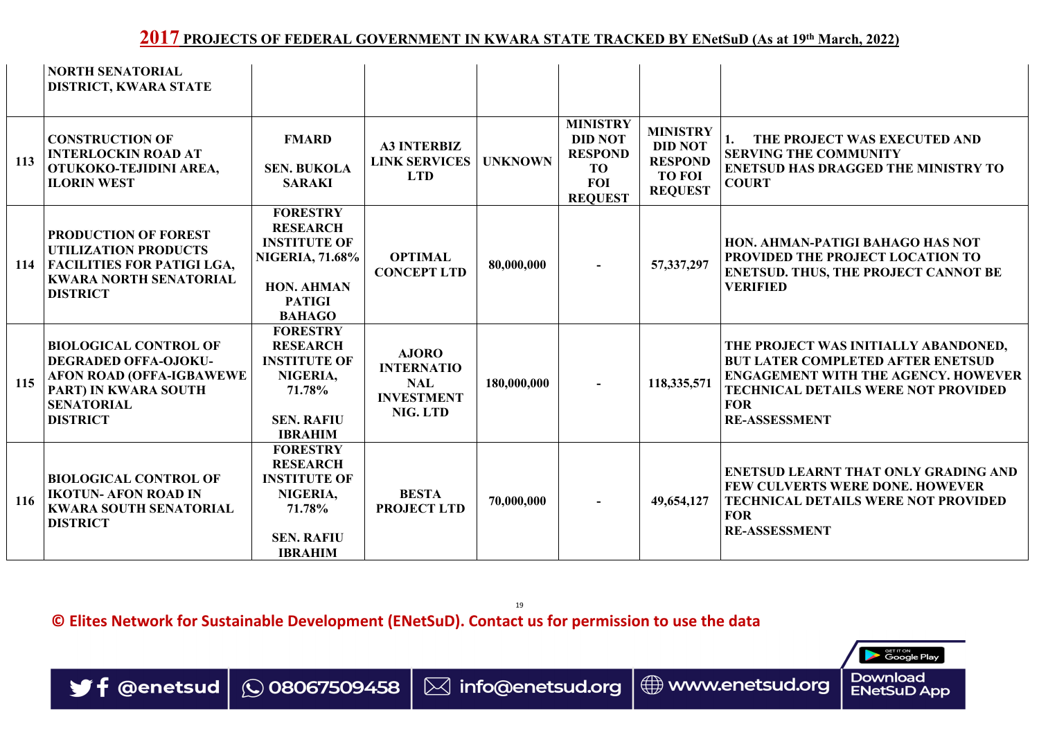## 2017 PROJECTS OF FEDERAL GOVERNMENT IN KWARA STATE TRACKED BY ENetSuD (As at 19th March, 2022)

| | | | | | | | |
|---|---|---|---|---|---|---|---|
| | NORTH SENATORIAL DISTRICT, KWARA STATE | | | | | | |
| 113 | CONSTRUCTION OF INTERLOCKIN ROAD AT OTUKOKO-TEJIDINI AREA, ILORIN WEST | FMARD<br><br>SEN. BUKOLA SARAKI | A3 INTERBIZ LINK SERVICES LTD | UNKNOWN | MINISTRY DID NOT RESPOND TO FOI REQUEST | MINISTRY DID NOT RESPOND TO FOI REQUEST | 1. THE PROJECT WAS EXECUTED AND SERVING THE COMMUNITY<br>ENETSUD HAS DRAGGED THE MINISTRY TO COURT |
| 114 | PRODUCTION OF FOREST UTILIZATION PRODUCTS FACILITIES FOR PATIGI LGA, KWARA NORTH SENATORIAL DISTRICT | FORESTRY RESEARCH INSTITUTE OF NIGERIA, 71.68%<br><br>HON. AHMAN PATIGI BAHAGO | OPTIMAL CONCEPT LTD | 80,000,000 | - | 57,337,297 | HON. AHMAN-PATIGI BAHAGO HAS NOT PROVIDED THE PROJECT LOCATION TO ENETSUD. THUS, THE PROJECT CANNOT BE VERIFIED |
| 115 | BIOLOGICAL CONTROL OF DEGRADED OFFA-OJOKU-AFON ROAD (OFFA-IGBAWEWE PART) IN KWARA SOUTH SENATORIAL DISTRICT | FORESTRY RESEARCH INSTITUTE OF NIGERIA, 71.78%<br><br>SEN. RAFIU IBRAHIM | AJORO INTERNATIONAL INVESTMENT NIG. LTD | 180,000,000 | - | 118,335,571 | THE PROJECT WAS INITIALLY ABANDONED, BUT LATER COMPLETED AFTER ENETSUD ENGAGEMENT WITH THE AGENCY. HOWEVER TECHNICAL DETAILS WERE NOT PROVIDED FOR<br>RE-ASSESSMENT |
| 116 | BIOLOGICAL CONTROL OF IKOTUN- AFON ROAD IN KWARA SOUTH SENATORIAL DISTRICT | FORESTRY RESEARCH INSTITUTE OF NIGERIA, 71.78%<br><br>SEN. RAFIU IBRAHIM | BESTA PROJECT LTD | 70,000,000 | - | 49,654,127 | ENETSUD LEARNT THAT ONLY GRADING AND FEW CULVERTS WERE DONE. HOWEVER TECHNICAL DETAILS WERE NOT PROVIDED FOR<br>RE-ASSESSMENT |

© Elites Network for Sustainable Development (ENetSuD). Contact us for permission to use the data

@enetsud | 08067509458 | info@enetsud.org | www.enetsud.org | Download ENetSuD App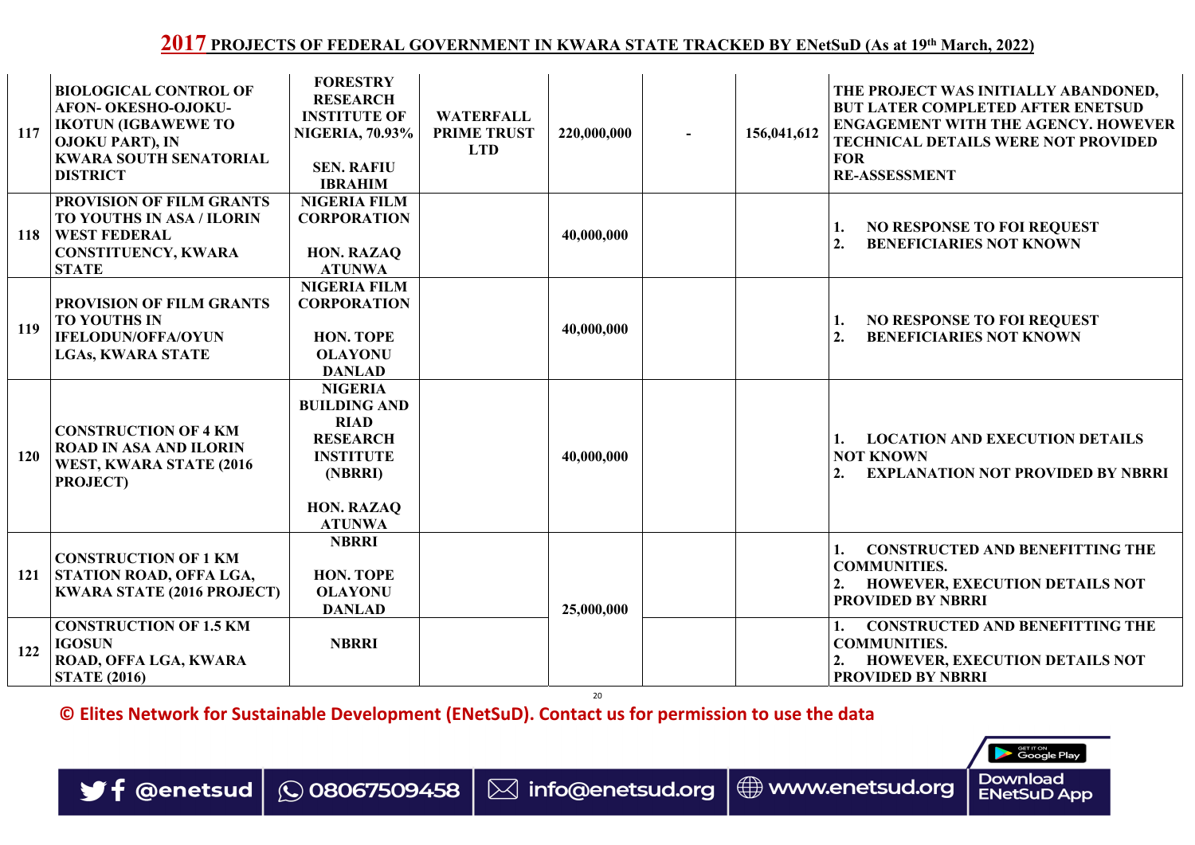## 2017 PROJECTS OF FEDERAL GOVERNMENT IN KWARA STATE TRACKED BY ENetSuD (As at 19th March, 2022)

| | | | | | | | |
|---|---|---|---|---|---|---|---|
| 117 | BIOLOGICAL CONTROL OF AFON- OKESHO-OJOKU-IKOTUN (IGBAWEWE TO OJOKU PART), IN KWARA SOUTH SENATORIAL DISTRICT | FORESTRY RESEARCH INSTITUTE OF NIGERIA, 70.93%<br><br>SEN. RAFIU IBRAHIM | WATERFALL PRIME TRUST LTD | 220,000,000 | - | 156,041,612 | THE PROJECT WAS INITIALLY ABANDONED, BUT LATER COMPLETED AFTER ENETSUD ENGAGEMENT WITH THE AGENCY. HOWEVER TECHNICAL DETAILS WERE NOT PROVIDED FOR RE-ASSESSMENT |
| 118 | PROVISION OF FILM GRANTS TO YOUTHS IN ASA / ILORIN WEST FEDERAL CONSTITUENCY, KWARA STATE | NIGERIA FILM CORPORATION<br><br>HON. RAZAQ ATUNWA | | 40,000,000 | | | 1. NO RESPONSE TO FOI REQUEST<br>2. BENEFICIARIES NOT KNOWN |
| 119 | PROVISION OF FILM GRANTS TO YOUTHS IN IFELODUN/OFFA/OYUN LGAs, KWARA STATE | NIGERIA FILM CORPORATION<br><br>HON. TOPE OLAYONU DANLAD | | 40,000,000 | | | 1. NO RESPONSE TO FOI REQUEST<br>2. BENEFICIARIES NOT KNOWN |
| 120 | CONSTRUCTION OF 4 KM ROAD IN ASA AND ILORIN WEST, KWARA STATE (2016 PROJECT) | NIGERIA BUILDING AND RIAD RESEARCH INSTITUTE (NBRRI)<br><br>HON. RAZAQ ATUNWA | | 40,000,000 | | | 1. LOCATION AND EXECUTION DETAILS NOT KNOWN<br>2. EXPLANATION NOT PROVIDED BY NBRRI |
| 121 | CONSTRUCTION OF 1 KM STATION ROAD, OFFA LGA, KWARA STATE (2016 PROJECT) | NBRRI<br><br>HON. TOPE OLAYONU DANLAD | | 25,000,000 | | | 1. CONSTRUCTED AND BENEFITTING THE COMMUNITIES.<br>2. HOWEVER, EXECUTION DETAILS NOT PROVIDED BY NBRRI |
| 122 | CONSTRUCTION OF 1.5 KM IGOSUN ROAD, OFFA LGA, KWARA STATE (2016) | NBRRI | | | | | 1. CONSTRUCTED AND BENEFITTING THE COMMUNITIES.<br>2. HOWEVER, EXECUTION DETAILS NOT PROVIDED BY NBRRI |

**© Elites Network for Sustainable Development (ENetSuD). Contact us for permission to use the data**

@enetsud | 08067509458 | info@enetsud.org | www.enetsud.org | Download ENetSuD App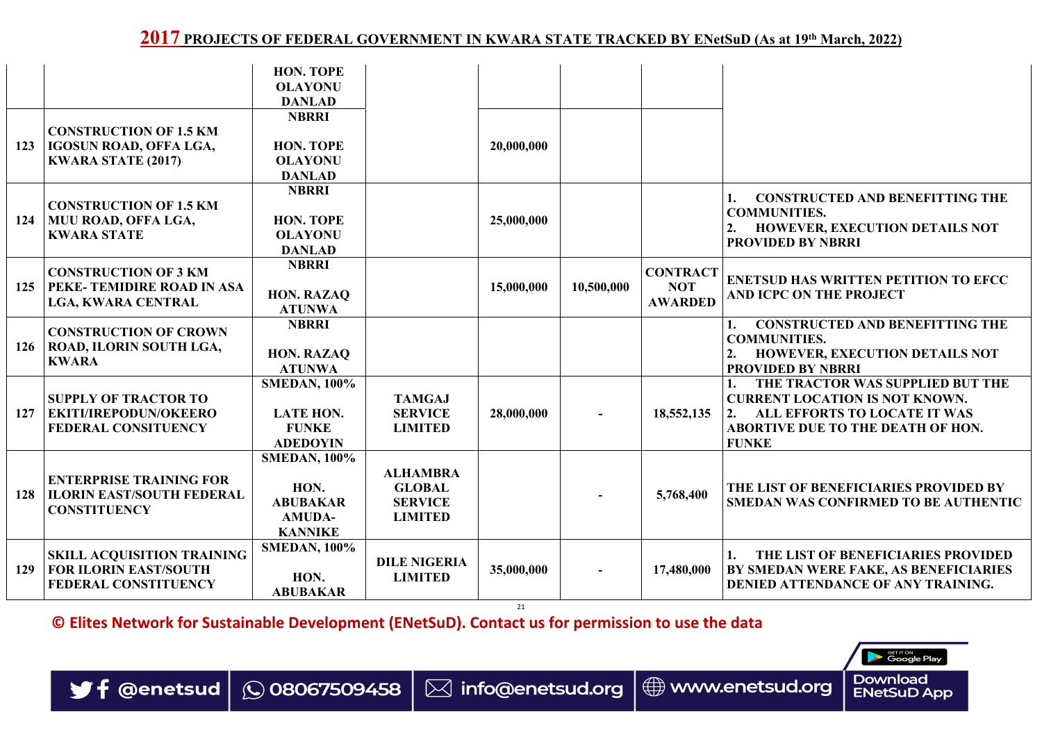## 2017 PROJECTS OF FEDERAL GOVERNMENT IN KWARA STATE TRACKED BY ENetSuD (As at 19th March, 2022)

| | | | | | | | |
|---|---|---|---|---|---|---|---|
| | | HON. TOPE OLAYONU DANLAD | | | | | |
| 123 | CONSTRUCTION OF 1.5 KM IGOSUN ROAD, OFFA LGA, KWARA STATE (2017) | NBRRI<br><br>HON. TOPE OLAYONU DANLAD | | 20,000,000 | | | |
| 124 | CONSTRUCTION OF 1.5 KM MUU ROAD, OFFA LGA, KWARA STATE | NBRRI<br><br>HON. TOPE OLAYONU DANLAD | | 25,000,000 | | | 1. CONSTRUCTED AND BENEFITTING THE COMMUNITIES.<br>2. HOWEVER, EXECUTION DETAILS NOT PROVIDED BY NBRRI |
| 125 | CONSTRUCTION OF 3 KM PEKE- TEMIDIRE ROAD IN ASA LGA, KWARA CENTRAL | NBRRI<br><br>HON. RAZAQ ATUNWA | | 15,000,000 | 10,500,000 | CONTRACT NOT AWARDED | ENETSUD HAS WRITTEN PETITION TO EFCC AND ICPC ON THE PROJECT |
| 126 | CONSTRUCTION OF CROWN ROAD, ILORIN SOUTH LGA, KWARA | NBRRI<br><br>HON. RAZAQ ATUNWA | | | | | 1. CONSTRUCTED AND BENEFITTING THE COMMUNITIES.<br>2. HOWEVER, EXECUTION DETAILS NOT PROVIDED BY NBRRI |
| 127 | SUPPLY OF TRACTOR TO EKITI/IREPODUN/OKEERO FEDERAL CONSITUENCY | SMEDAN, 100%<br><br>LATE HON. FUNKE ADEDOYIN | TAMGAJ SERVICE LIMITED | 28,000,000 | - | 18,552,135 | 1. THE TRACTOR WAS SUPPLIED BUT THE CURRENT LOCATION IS NOT KNOWN.<br>2. ALL EFFORTS TO LOCATE IT WAS ABORTIVE DUE TO THE DEATH OF HON. FUNKE |
| 128 | ENTERPRISE TRAINING FOR ILORIN EAST/SOUTH FEDERAL CONSTITUENCY | SMEDAN, 100%<br><br>HON. ABUBAKAR AMUDA-KANNIKE | ALHAMBRA GLOBAL SERVICE LIMITED | | - | 5,768,400 | THE LIST OF BENEFICIARIES PROVIDED BY SMEDAN WAS CONFIRMED TO BE AUTHENTIC |
| 129 | SKILL ACQUISITION TRAINING FOR ILORIN EAST/SOUTH FEDERAL CONSTITUENCY | SMEDAN, 100%<br><br>HON. ABUBAKAR | DILE NIGERIA LIMITED | 35,000,000 | - | 17,480,000 | 1. THE LIST OF BENEFICIARIES PROVIDED BY SMEDAN WERE FAKE, AS BENEFICIARIES DENIED ATTENDANCE OF ANY TRAINING. |

**© Elites Network for Sustainable Development (ENetSuD). Contact us for permission to use the data**

@enetsud | 08067509458 | info@enetsud.org | www.enetsud.org | Download ENetSuD App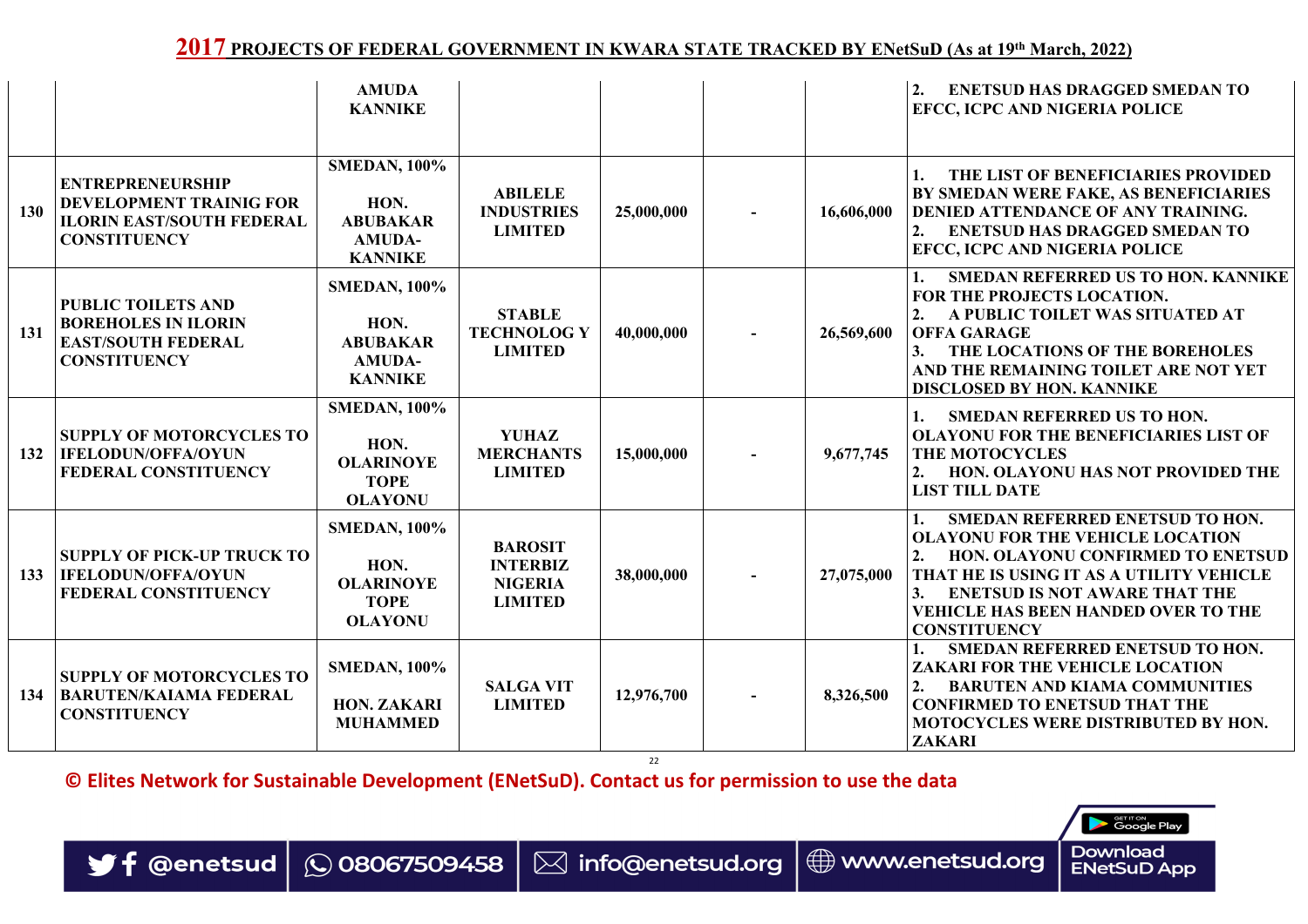## 2017 PROJECTS OF FEDERAL GOVERNMENT IN KWARA STATE TRACKED BY ENetSuD (As at 19th March, 2022)

| | | | | | | | |
|---|---|---|---|---|---|---|---|
| | | AMUDA KANNIKE | | | | | 2. ENETSUD HAS DRAGGED SMEDAN TO EFCC, ICPC AND NIGERIA POLICE |
| 130 | ENTREPRENEURSHIP DEVELOPMENT TRAINIG FOR ILORIN EAST/SOUTH FEDERAL CONSTITUENCY | SMEDAN, 100% HON. ABUBAKAR AMUDA-KANNIKE | ABILELE INDUSTRIES LIMITED | 25,000,000 | - | 16,606,000 | 1. THE LIST OF BENEFICIARIES PROVIDED BY SMEDAN WERE FAKE, AS BENEFICIARIES DENIED ATTENDANCE OF ANY TRAINING. 2. ENETSUD HAS DRAGGED SMEDAN TO EFCC, ICPC AND NIGERIA POLICE |
| 131 | PUBLIC TOILETS AND BOREHOLES IN ILORIN EAST/SOUTH FEDERAL CONSTITUENCY | SMEDAN, 100% HON. ABUBAKAR AMUDA-KANNIKE | STABLE TECHNOLOG Y LIMITED | 40,000,000 | - | 26,569,600 | 1. SMEDAN REFERRED US TO HON. KANNIKE FOR THE PROJECTS LOCATION. 2. A PUBLIC TOILET WAS SITUATED AT OFFA GARAGE 3. THE LOCATIONS OF THE BOREHOLES AND THE REMAINING TOILET ARE NOT YET DISCLOSED BY HON. KANNIKE |
| 132 | SUPPLY OF MOTORCYCLES TO IFELODUN/OFFA/OYUN FEDERAL CONSTITUENCY | SMEDAN, 100% HON. OLARINOYE TOPE OLAYONU | YUHAZ MERCHANTS LIMITED | 15,000,000 | - | 9,677,745 | 1. SMEDAN REFERRED US TO HON. OLAYONU FOR THE BENEFICIARIES LIST OF THE MOTOCYCLES 2. HON. OLAYONU HAS NOT PROVIDED THE LIST TILL DATE |
| 133 | SUPPLY OF PICK-UP TRUCK TO IFELODUN/OFFA/OYUN FEDERAL CONSTITUENCY | SMEDAN, 100% HON. OLARINOYE TOPE OLAYONU | BAROSIT INTERBIZ NIGERIA LIMITED | 38,000,000 | - | 27,075,000 | 1. SMEDAN REFERRED ENETSUD TO HON. OLAYONU FOR THE VEHICLE LOCATION 2. HON. OLAYONU CONFIRMED TO ENETSUD THAT HE IS USING IT AS A UTILITY VEHICLE 3. ENETSUD IS NOT AWARE THAT THE VEHICLE HAS BEEN HANDED OVER TO THE CONSTITUENCY |
| 134 | SUPPLY OF MOTORCYCLES TO BARUTEN/KAIAMA FEDERAL CONSTITUENCY | SMEDAN, 100% HON. ZAKARI MUHAMMED | SALGA VIT LIMITED | 12,976,700 | - | 8,326,500 | 1. SMEDAN REFERRED ENETSUD TO HON. ZAKARI FOR THE VEHICLE LOCATION 2. BARUTEN AND KIAMA COMMUNITIES CONFIRMED TO ENETSUD THAT THE MOTOCYCLES WERE DISTRIBUTED BY HON. ZAKARI |

© Elites Network for Sustainable Development (ENetSuD). Contact us for permission to use the data

@enetsud | 08067509458 | info@enetsud.org | www.enetsud.org | Download ENetSuD App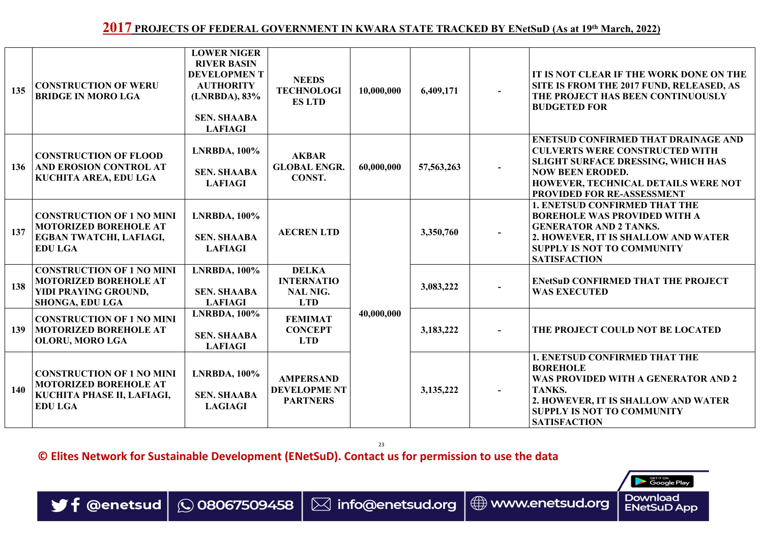## 2017 PROJECTS OF FEDERAL GOVERNMENT IN KWARA STATE TRACKED BY ENetSuD (As at 19th March, 2022)

| | | | | | | | |
|---|---|---|---|---|---|---|---|
| 135 | CONSTRUCTION OF WERU BRIDGE IN MORO LGA | LOWER NIGER RIVER BASIN DEVELOPMEN T AUTHORITY (LNRBDA), 83%<br><br>SEN. SHAABA LAFIAGI | NEEDS TECHNOLOGI ES LTD | 10,000,000 | 6,409,171 | - | IT IS NOT CLEAR IF THE WORK DONE ON THE SITE IS FROM THE 2017 FUND, RELEASED, AS THE PROJECT HAS BEEN CONTINUOUSLY BUDGETED FOR |
| 136 | CONSTRUCTION OF FLOOD AND EROSION CONTROL AT KUCHITA AREA, EDU LGA | LNRBDA, 100%<br><br>SEN. SHAABA LAFIAGI | AKBAR GLOBAL ENGR. CONST. | 60,000,000 | 57,563,263 | - | ENETSUD CONFIRMED THAT DRAINAGE AND CULVERTS WERE CONSTRUCTED WITH SLIGHT SURFACE DRESSING, WHICH HAS NOW BEEN ERODED.<br>HOWEVER, TECHNICAL DETAILS WERE NOT PROVIDED FOR RE-ASSESSMENT |
| 137 | CONSTRUCTION OF 1 NO MINI MOTORIZED BOREHOLE AT EGBAN TWATCHI, LAFIAGI, EDU LGA | LNRBDA, 100%<br><br>SEN. SHAABA LAFIAGI | AECREN LTD | 40,000,000 | 3,350,760 | - | 1. ENETSUD CONFIRMED THAT THE BOREHOLE WAS PROVIDED WITH A GENERATOR AND 2 TANKS.<br>2. HOWEVER, IT IS SHALLOW AND WATER SUPPLY IS NOT TO COMMUNITY SATISFACTION |
| 138 | CONSTRUCTION OF 1 NO MINI MOTORIZED BOREHOLE AT YIDI PRAYING GROUND, SHONGA, EDU LGA | LNRBDA, 100%<br><br>SEN. SHAABA LAFIAGI | DELKA INTERNATIO NAL NIG. LTD | | 3,083,222 | - | ENetSuD CONFIRMED THAT THE PROJECT WAS EXECUTED |
| 139 | CONSTRUCTION OF 1 NO MINI MOTORIZED BOREHOLE AT OLORU, MORO LGA | LNRBDA, 100%<br><br>SEN. SHAABA LAFIAGI | FEMIMAT CONCEPT LTD | | 3,183,222 | - | THE PROJECT COULD NOT BE LOCATED |
| 140 | CONSTRUCTION OF 1 NO MINI MOTORIZED BOREHOLE AT KUCHITA PHASE II, LAFIAGI, EDU LGA | LNRBDA, 100%<br><br>SEN. SHAABA LAGIAGI | AMPERSAND DEVELOPME NT PARTNERS | | 3,135,222 | - | 1. ENETSUD CONFIRMED THAT THE BOREHOLE WAS PROVIDED WITH A GENERATOR AND 2 TANKS.<br>2. HOWEVER, IT IS SHALLOW AND WATER SUPPLY IS NOT TO COMMUNITY SATISFACTION |

**© Elites Network for Sustainable Development (ENetSuD). Contact us for permission to use the data**

@enetsud | 08067509458 | info@enetsud.org | www.enetsud.org | Download ENetSuD App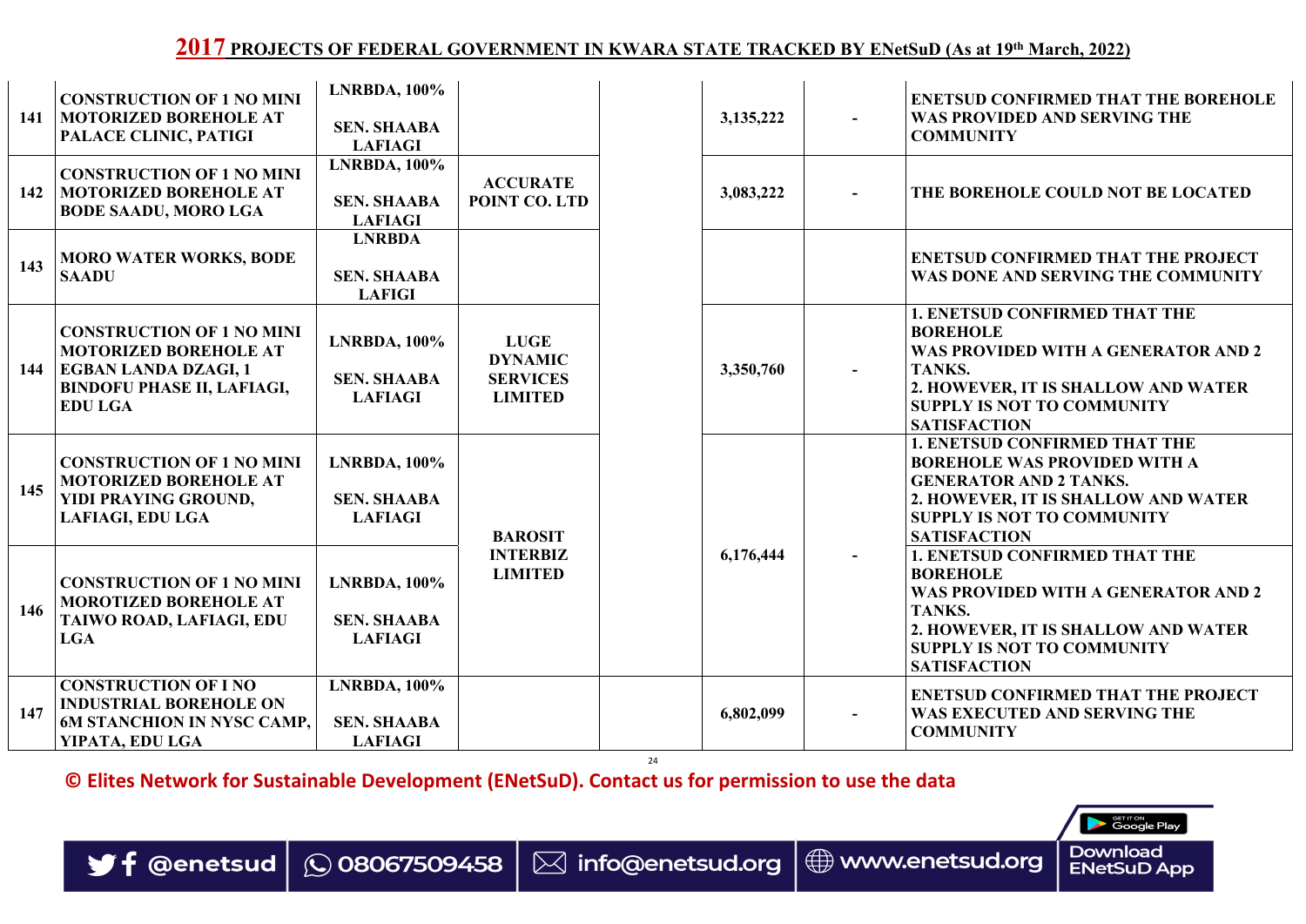## 2017 PROJECTS OF FEDERAL GOVERNMENT IN KWARA STATE TRACKED BY ENetSuD (As at 19th March, 2022)

| | | | | | | | |
|---|---|---|---|---|---|---|---|
| 141 | CONSTRUCTION OF 1 NO MINI MOTORIZED BOREHOLE AT PALACE CLINIC, PATIGI | LNRBDA, 100%<br><br>SEN. SHAABA LAFIAGI | | | 3,135,222 | - | ENETSUD CONFIRMED THAT THE BOREHOLE WAS PROVIDED AND SERVING THE COMMUNITY |
| 142 | CONSTRUCTION OF 1 NO MINI MOTORIZED BOREHOLE AT BODE SAADU, MORO LGA | LNRBDA, 100%<br><br>SEN. SHAABA LAFIAGI | ACCURATE POINT CO. LTD | | 3,083,222 | - | THE BOREHOLE COULD NOT BE LOCATED |
| 143 | MORO WATER WORKS, BODE SAADU | LNRBDA<br><br>SEN. SHAABA LAFIGI | | | | | ENETSUD CONFIRMED THAT THE PROJECT WAS DONE AND SERVING THE COMMUNITY |
| 144 | CONSTRUCTION OF 1 NO MINI MOTORIZED BOREHOLE AT EGBAN LANDA DZAGI, 1 BINDOFU PHASE II, LAFIAGI, EDU LGA | LNRBDA, 100%<br><br>SEN. SHAABA LAFIAGI | LUGE DYNAMIC SERVICES LIMITED | | 3,350,760 | - | 1. ENETSUD CONFIRMED THAT THE BOREHOLE WAS PROVIDED WITH A GENERATOR AND 2 TANKS.<br>2. HOWEVER, IT IS SHALLOW AND WATER SUPPLY IS NOT TO COMMUNITY SATISFACTION |
| 145 | CONSTRUCTION OF 1 NO MINI MOTORIZED BOREHOLE AT YIDI PRAYING GROUND, LAFIAGI, EDU LGA | LNRBDA, 100%<br><br>SEN. SHAABA LAFIAGI | BAROSIT INTERBIZ LIMITED | | 6,176,444 | - | 1. ENETSUD CONFIRMED THAT THE BOREHOLE WAS PROVIDED WITH A GENERATOR AND 2 TANKS.<br>2. HOWEVER, IT IS SHALLOW AND WATER SUPPLY IS NOT TO COMMUNITY SATISFACTION |
| 146 | CONSTRUCTION OF 1 NO MINI MOROTIZED BOREHOLE AT TAIWO ROAD, LAFIAGI, EDU LGA | LNRBDA, 100%<br><br>SEN. SHAABA LAFIAGI | | | | | 1. ENETSUD CONFIRMED THAT THE BOREHOLE WAS PROVIDED WITH A GENERATOR AND 2 TANKS.<br>2. HOWEVER, IT IS SHALLOW AND WATER SUPPLY IS NOT TO COMMUNITY SATISFACTION |
| 147 | CONSTRUCTION OF I NO INDUSTRIAL BOREHOLE ON 6M STANCHION IN NYSC CAMP, YIPATA, EDU LGA | LNRBDA, 100%<br><br>SEN. SHAABA LAFIAGI | | | 6,802,099 | - | ENETSUD CONFIRMED THAT THE PROJECT WAS EXECUTED AND SERVING THE COMMUNITY |

**© Elites Network for Sustainable Development (ENetSuD). Contact us for permission to use the data**

@enetsud | 08067509458 | info@enetsud.org | www.enetsud.org | Download ENetSuD App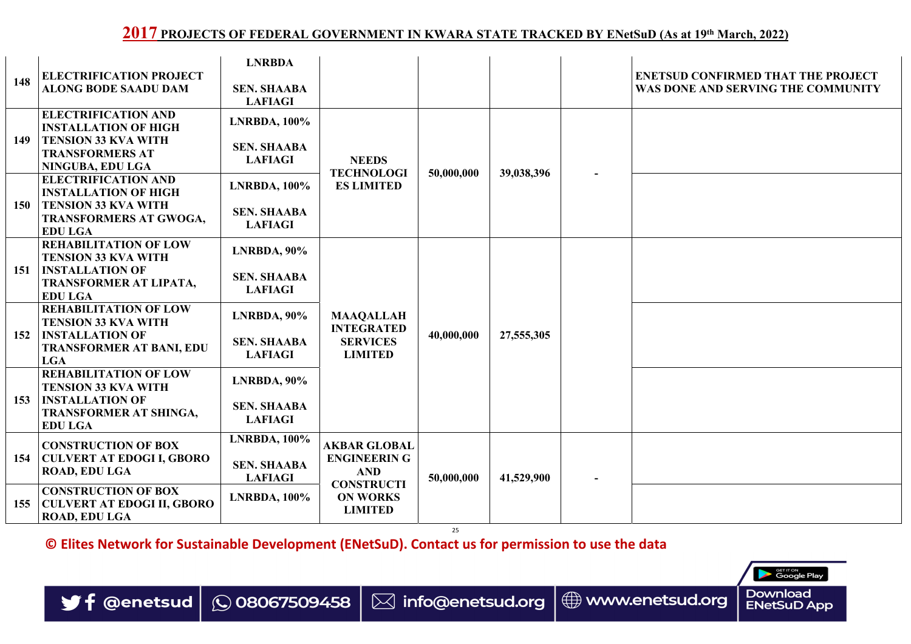## 2017 PROJECTS OF FEDERAL GOVERNMENT IN KWARA STATE TRACKED BY ENetSuD (As at 19th March, 2022)

| | | | | | | | |
|---|---|---|---|---|---|---|---|
| 148 | ELECTRIFICATION PROJECT ALONG BODE SAADU DAM | LNRBDA<br>SEN. SHAABA LAFIAGI | | | | | ENETSUD CONFIRMED THAT THE PROJECT WAS DONE AND SERVING THE COMMUNITY |
| 149 | ELECTRIFICATION AND INSTALLATION OF HIGH TENSION 33 KVA WITH TRANSFORMERS AT NINGUBA, EDU LGA | LNRBDA, 100%<br>SEN. SHAABA LAFIAGI | NEEDS TECHNOLOGIES LIMITED | 50,000,000 | 39,038,396 | - | |
| 150 | ELECTRIFICATION AND INSTALLATION OF HIGH TENSION 33 KVA WITH TRANSFORMERS AT GWOGA, EDU LGA | LNRBDA, 100%<br>SEN. SHAABA LAFIAGI | | | | | |
| 151 | REHABILITATION OF LOW TENSION 33 KVA WITH INSTALLATION OF TRANSFORMER AT LIPATA, EDU LGA | LNRBDA, 90%<br>SEN. SHAABA LAFIAGI | MAAQALLAH INTEGRATED SERVICES LIMITED | 40,000,000 | 27,555,305 | | |
| 152 | REHABILITATION OF LOW TENSION 33 KVA WITH INSTALLATION OF TRANSFORMER AT BANI, EDU LGA | LNRBDA, 90%<br>SEN. SHAABA LAFIAGI | | | | | |
| 153 | REHABILITATION OF LOW TENSION 33 KVA WITH INSTALLATION OF TRANSFORMER AT SHINGA, EDU LGA | LNRBDA, 90%<br>SEN. SHAABA LAFIAGI | | | | | |
| 154 | CONSTRUCTION OF BOX CULVERT AT EDOGI I, GBORO ROAD, EDU LGA | LNRBDA, 100%<br>SEN. SHAABA LAFIAGI | AKBAR GLOBAL ENGINEERING AND CONSTRUCTION WORKS LIMITED | 50,000,000 | 41,529,900 | - | |
| 155 | CONSTRUCTION OF BOX CULVERT AT EDOGI II, GBORO ROAD, EDU LGA | LNRBDA, 100% | | | | | |

**© Elites Network for Sustainable Development (ENetSuD). Contact us for permission to use the data**

@enetsud | 08067509458 | info@enetsud.org | www.enetsud.org | Download ENetSuD App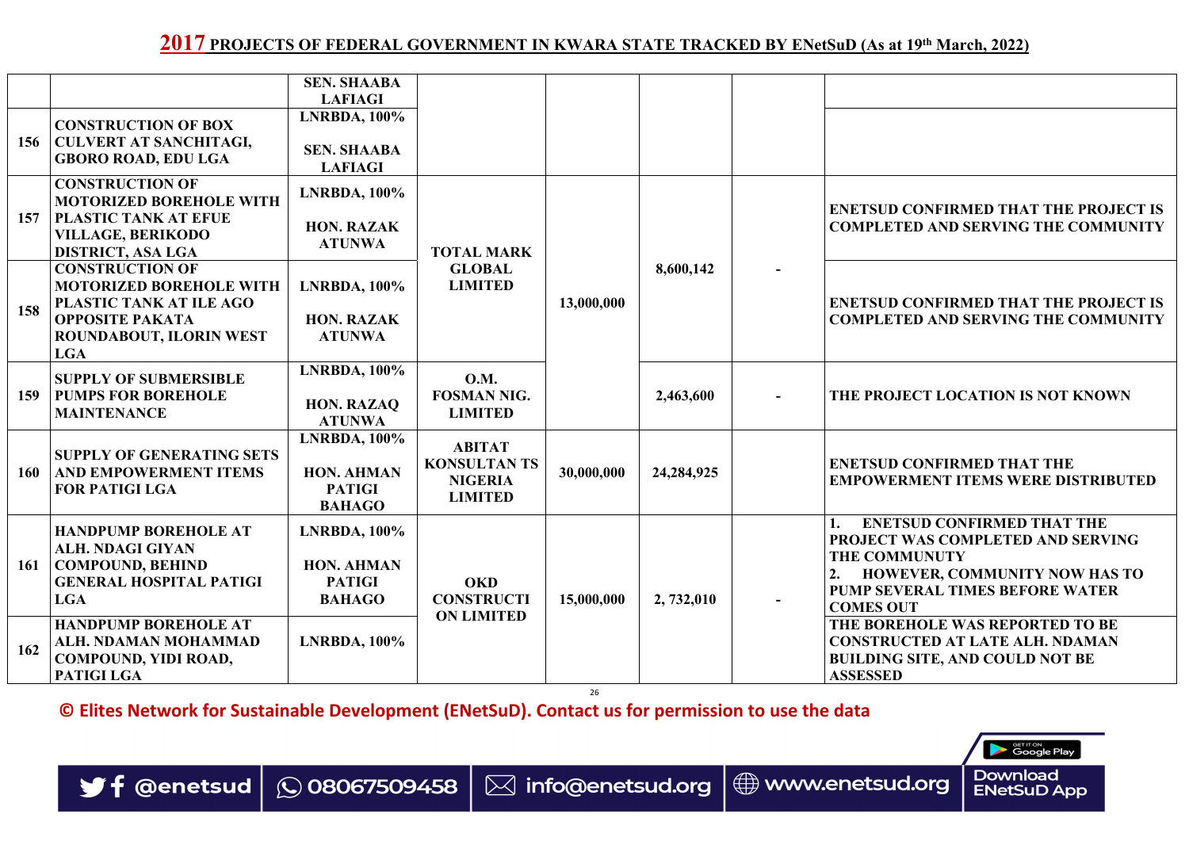## 2017 PROJECTS OF FEDERAL GOVERNMENT IN KWARA STATE TRACKED BY ENetSuD (As at 19th March, 2022)

| | | | | | | | |
|---|---|---|---|---|---|---|---|
| | | SEN. SHAABA LAFIAGI | | | | | |
| 156 | CONSTRUCTION OF BOX CULVERT AT SANCHITAGI, GBORO ROAD, EDU LGA | LNRBDA, 100% SEN. SHAABA LAFIAGI | | | | | |
| 157 | CONSTRUCTION OF MOTORIZED BOREHOLE WITH PLASTIC TANK AT EFUE VILLAGE, BERIKODO DISTRICT, ASA LGA | LNRBDA, 100% HON. RAZAK ATUNWA | TOTAL MARK GLOBAL LIMITED | 13,000,000 | 8,600,142 | - | ENETSUD CONFIRMED THAT THE PROJECT IS COMPLETED AND SERVING THE COMMUNITY |
| 158 | CONSTRUCTION OF MOTORIZED BOREHOLE WITH PLASTIC TANK AT ILE AGO OPPOSITE PAKATA ROUNDABOUT, ILORIN WEST LGA | LNRBDA, 100% HON. RAZAK ATUNWA | | | | | ENETSUD CONFIRMED THAT THE PROJECT IS COMPLETED AND SERVING THE COMMUNITY |
| 159 | SUPPLY OF SUBMERSIBLE PUMPS FOR BOREHOLE MAINTENANCE | LNRBDA, 100% HON. RAZAQ ATUNWA | O.M. FOSMAN NIG. LIMITED | | 2,463,600 | - | THE PROJECT LOCATION IS NOT KNOWN |
| 160 | SUPPLY OF GENERATING SETS AND EMPOWERMENT ITEMS FOR PATIGI LGA | LNRBDA, 100% HON. AHMAN PATIGI BAHAGO | ABITAT KONSULTAN TS NIGERIA LIMITED | 30,000,000 | 24,284,925 | | ENETSUD CONFIRMED THAT THE EMPOWERMENT ITEMS WERE DISTRIBUTED |
| 161 | HANDPUMP BOREHOLE AT ALH. NDAGI GIYAN COMPOUND, BEHIND GENERAL HOSPITAL PATIGI LGA | LNRBDA, 100% HON. AHMAN PATIGI BAHAGO | OKD CONSTRUCTI ON LIMITED | 15,000,000 | 2, 732,010 | - | 1. ENETSUD CONFIRMED THAT THE PROJECT WAS COMPLETED AND SERVING THE COMMUNITY 2. HOWEVER, COMMUNITY NOW HAS TO PUMP SEVERAL TIMES BEFORE WATER COMES OUT |
| 162 | HANDPUMP BOREHOLE AT ALH. NDAMAN MOHAMMAD COMPOUND, YIDI ROAD, PATIGI LGA | LNRBDA, 100% | | | | | THE BOREHOLE WAS REPORTED TO BE CONSTRUCTED AT LATE ALH. NDAMAN BUILDING SITE, AND COULD NOT BE ASSESSED |

© Elites Network for Sustainable Development (ENetSuD). Contact us for permission to use the data

@enetsud | 08067509458 | info@enetsud.org | www.enetsud.org | Download ENetSuD App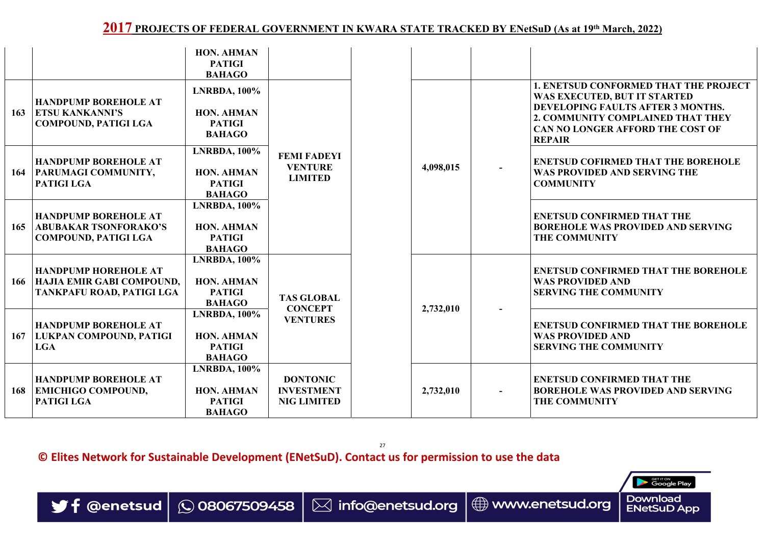## 2017 PROJECTS OF FEDERAL GOVERNMENT IN KWARA STATE TRACKED BY ENetSuD (As at 19th March, 2022)

| | | | | | | | |
|---|---|---|---|---|---|---|---|
| | | HON. AHMAN PATIGI BAHAGO | | | | | |
| 163 | HANDPUMP BOREHOLE AT ETSU KANKANNI'S COMPOUND, PATIGI LGA | LNRBDA, 100% HON. AHMAN PATIGI BAHAGO | FEMI FADEYI VENTURE LIMITED | | 4,098,015 | - | 1. ENETSUD CONFORMED THAT THE PROJECT WAS EXECUTED, BUT IT STARTED DEVELOPING FAULTS AFTER 3 MONTHS. 2. COMMUNITY COMPLAINED THAT THEY CAN NO LONGER AFFORD THE COST OF REPAIR |
| 164 | HANDPUMP BOREHOLE AT PARUMAGI COMMUNITY, PATIGI LGA | LNRBDA, 100% HON. AHMAN PATIGI BAHAGO | | | | | ENETSUD COFIRMED THAT THE BOREHOLE WAS PROVIDED AND SERVING THE COMMUNITY |
| 165 | HANDPUMP BOREHOLE AT ABUBAKAR TSONFORAKO'S COMPOUND, PATIGI LGA | LNRBDA, 100% HON. AHMAN PATIGI BAHAGO | | | | | ENETSUD CONFIRMED THAT THE BOREHOLE WAS PROVIDED AND SERVING THE COMMUNITY |
| 166 | HANDPUMP HOREHOLE AT HAJIA EMIR GABI COMPOUND, TANKPAFU ROAD, PATIGI LGA | LNRBDA, 100% HON. AHMAN PATIGI BAHAGO | TAS GLOBAL CONCEPT VENTURES | | 2,732,010 | - | ENETSUD CONFIRMED THAT THE BOREHOLE WAS PROVIDED AND SERVING THE COMMUNITY |
| 167 | HANDPUMP BOREHOLE AT LUKPAN COMPOUND, PATIGI LGA | LNRBDA, 100% HON. AHMAN PATIGI BAHAGO | | | | | ENETSUD CONFIRMED THAT THE BOREHOLE WAS PROVIDED AND SERVING THE COMMUNITY |
| 168 | HANDPUMP BOREHOLE AT EMICHIGO COMPOUND, PATIGI LGA | LNRBDA, 100% HON. AHMAN PATIGI BAHAGO | DONTONIC INVESTMENT NIG LIMITED | | 2,732,010 | - | ENETSUD CONFIRMED THAT THE BOREHOLE WAS PROVIDED AND SERVING THE COMMUNITY |

**© Elites Network for Sustainable Development (ENetSuD). Contact us for permission to use the data**

@enetsud | 08067509458 | info@enetsud.org | www.enetsud.org | GET IT ON Google Play Download ENetSuD App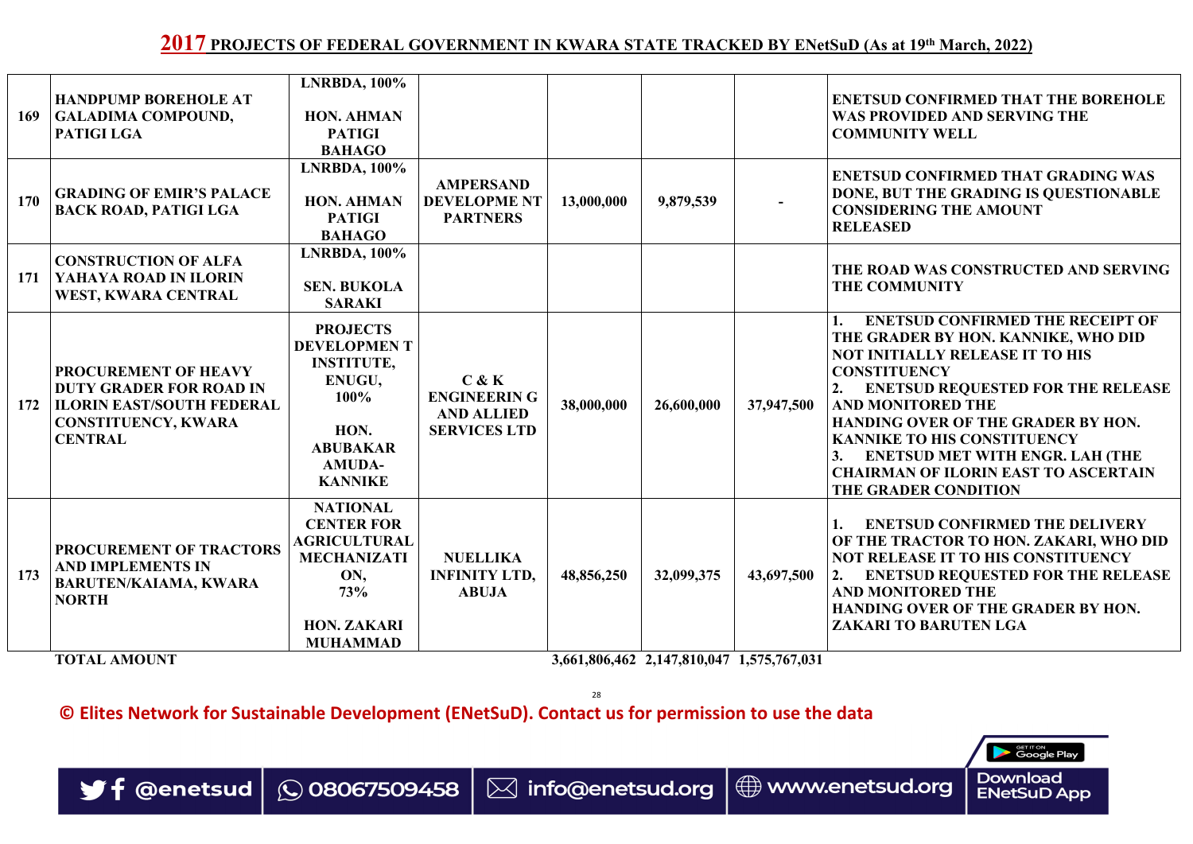## 2017 PROJECTS OF FEDERAL GOVERNMENT IN KWARA STATE TRACKED BY ENetSuD (As at 19th March, 2022)

| | | | | | | | |
|---|---|---|---|---|---|---|---|
| 169 | HANDPUMP BOREHOLE AT GALADIMA COMPOUND, PATIGI LGA | LNRBDA, 100% HON. AHMAN PATIGI BAHAGO | | | | | ENETSUD CONFIRMED THAT THE BOREHOLE WAS PROVIDED AND SERVING THE COMMUNITY WELL |
| 170 | GRADING OF EMIR'S PALACE BACK ROAD, PATIGI LGA | LNRBDA, 100% HON. AHMAN PATIGI BAHAGO | AMPERSAND DEVELOPME NT PARTNERS | 13,000,000 | 9,879,539 | - | ENETSUD CONFIRMED THAT GRADING WAS DONE, BUT THE GRADING IS QUESTIONABLE CONSIDERING THE AMOUNT RELEASED |
| 171 | CONSTRUCTION OF ALFA YAHAYA ROAD IN ILORIN WEST, KWARA CENTRAL | LNRBDA, 100% SEN. BUKOLA SARAKI | | | | | THE ROAD WAS CONSTRUCTED AND SERVING THE COMMUNITY |
| 172 | PROCUREMENT OF HEAVY DUTY GRADER FOR ROAD IN ILORIN EAST/SOUTH FEDERAL CONSTITUENCY, KWARA CENTRAL | PROJECTS DEVELOPMEN T INSTITUTE, ENUGU, 100% HON. ABUBAKAR AMUDA-KANNIKE | C & K ENGINEERIN G AND ALLIED SERVICES LTD | 38,000,000 | 26,600,000 | 37,947,500 | 1. ENETSUD CONFIRMED THE RECEIPT OF THE GRADER BY HON. KANNIKE, WHO DID NOT INITIALLY RELEASE IT TO HIS CONSTITUENCY 2. ENETSUD REQUESTED FOR THE RELEASE AND MONITORED THE HANDING OVER OF THE GRADER BY HON. KANNIKE TO HIS CONSTITUENCY 3. ENETSUD MET WITH ENGR. LAH (THE CHAIRMAN OF ILORIN EAST TO ASCERTAIN THE GRADER CONDITION |
| 173 | PROCUREMENT OF TRACTORS AND IMPLEMENTS IN BARUTEN/KAIAMA, KWARA NORTH | NATIONAL CENTER FOR AGRICULTURAL MECHANIZATI ON, 73% HON. ZAKARI MUHAMMAD | NUELLIKA INFINITY LTD, ABUJA | 48,856,250 | 32,099,375 | 43,697,500 | 1. ENETSUD CONFIRMED THE DELIVERY OF THE TRACTOR TO HON. ZAKARI, WHO DID NOT RELEASE IT TO HIS CONSTITUENCY 2. ENETSUD REQUESTED FOR THE RELEASE AND MONITORED THE HANDING OVER OF THE GRADER BY HON. ZAKARI TO BARUTEN LGA |
| | TOTAL AMOUNT | | | 3,661,806,462 | 2,147,810,047 | 1,575,767,031 | |

© Elites Network for Sustainable Development (ENetSuD). Contact us for permission to use the data

@enetsud | 08067509458 | info@enetsud.org | www.enetsud.org | GET IT ON Google Play Download ENetSuD App